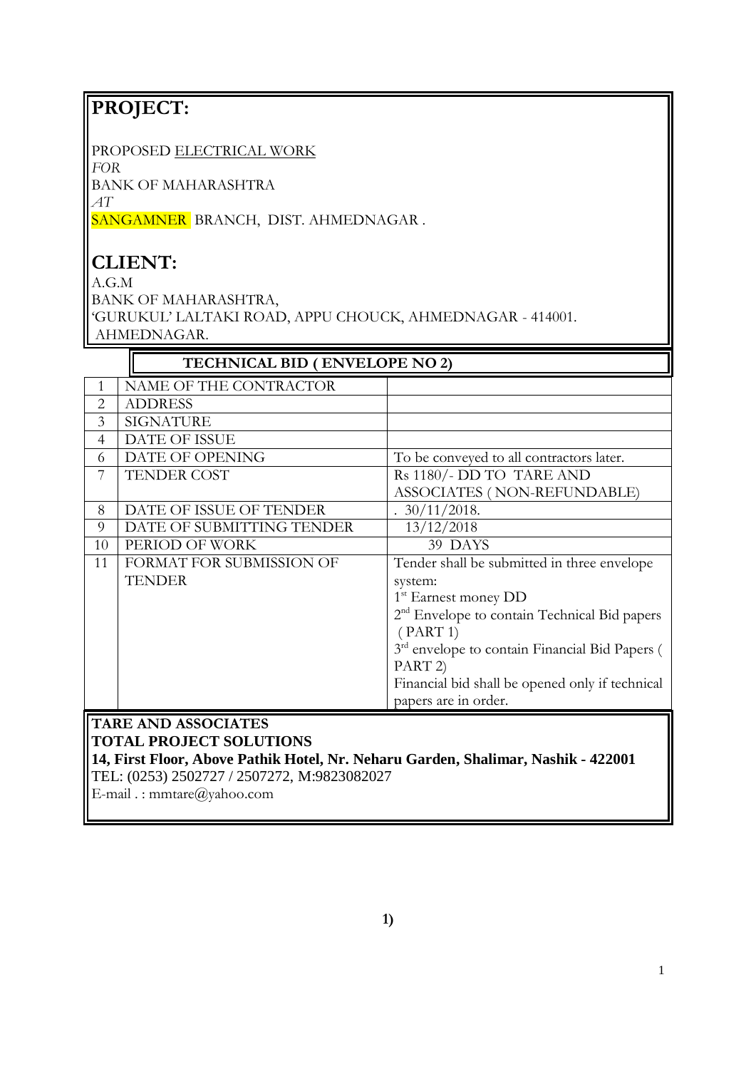## PROJECT:

PROPOSED ELECTRICAL WORK
*FOR*
BANK OF MAHARASHTRA
*AT*
SANGAMNER BRANCH, DIST. AHMEDNAGAR .

## CLIENT:

A.G.M
BANK OF MAHARASHTRA,
'GURUKUL' LALTAKI ROAD, APPU CHOUCK, AHMEDNAGAR - 414001.
AHMEDNAGAR.

### TECHNICAL BID ( ENVELOPE NO 2)

| | | |
|---|---|---|
| 1 | NAME OF THE CONTRACTOR | |
| 2 | ADDRESS | |
| 3 | SIGNATURE | |
| 4 | DATE OF ISSUE | |
| 6 | DATE OF OPENING | To be conveyed to all contractors later. |
| 7 | TENDER COST | Rs 1180/- DD TO TARE AND ASSOCIATES ( NON-REFUNDABLE) |
| 8 | DATE OF ISSUE OF TENDER | . 30/11/2018. |
| 9 | DATE OF SUBMITTING TENDER | 13/12/2018 |
| 10 | PERIOD OF WORK | 39 DAYS |
| 11 | FORMAT FOR SUBMISSION OF TENDER | Tender shall be submitted in three envelope system:<br>1st Earnest money DD<br>2nd Envelope to contain Technical Bid papers ( PART 1)<br>3rd envelope to contain Financial Bid Papers ( PART 2)<br>Financial bid shall be opened only if technical papers are in order. |

**TARE AND ASSOCIATES**
**TOTAL PROJECT SOLUTIONS**
**14, First Floor, Above Pathik Hotel, Nr. Neharu Garden, Shalimar, Nashik - 422001**
TEL: (0253) 2502727 / 2507272, M:9823082027
E-mail . : mmtare@yahoo.com

**1)**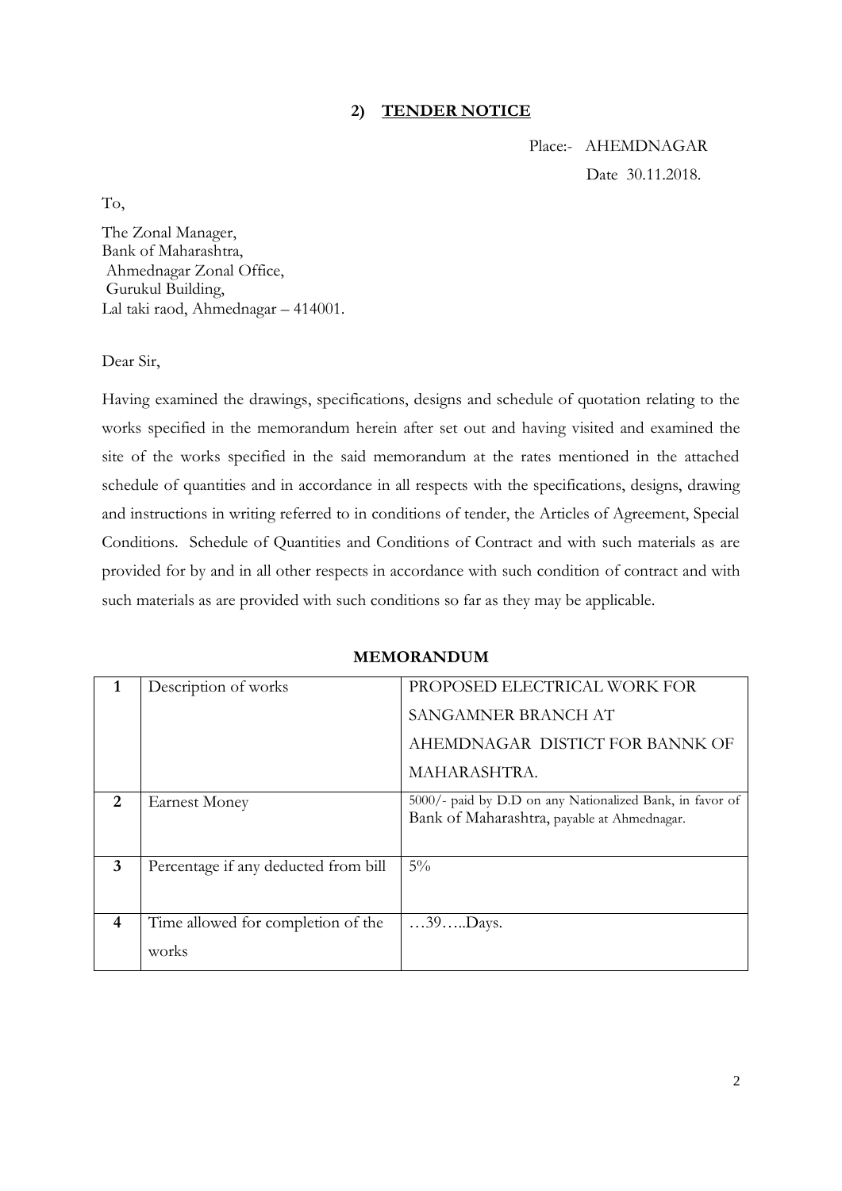## 2) TENDER NOTICE

Place:- AHEMDNAGAR

Date 30.11.2018.

To,

The Zonal Manager,
Bank of Maharashtra,
Ahmednagar Zonal Office,
Gurukul Building,
Lal taki raod, Ahmednagar – 414001.

Dear Sir,

Having examined the drawings, specifications, designs and schedule of quotation relating to the works specified in the memorandum herein after set out and having visited and examined the site of the works specified in the said memorandum at the rates mentioned in the attached schedule of quantities and in accordance in all respects with the specifications, designs, drawing and instructions in writing referred to in conditions of tender, the Articles of Agreement, Special Conditions. Schedule of Quantities and Conditions of Contract and with such materials as are provided for by and in all other respects in accordance with such condition of contract and with such materials as are provided with such conditions so far as they may be applicable.

**MEMORANDUM**

| | | |
|---|---|---|
| **1** | Description of works | PROPOSED ELECTRICAL WORK FOR SANGAMNER BRANCH AT AHEMDNAGAR DISTICT FOR BANNK OF MAHARASHTRA. |
| **2** | Earnest Money | 5000/- paid by D.D on any Nationalized Bank, in favor of Bank of Maharashtra, payable at Ahmednagar. |
| **3** | Percentage if any deducted from bill | 5% |
| **4** | Time allowed for completion of the works | …39…..Days. |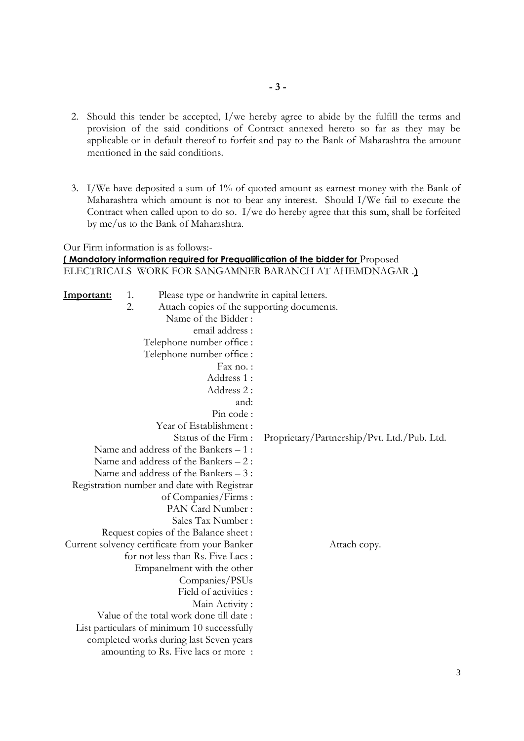2. Should this tender be accepted, I/we hereby agree to abide by the fulfill the terms and provision of the said conditions of Contract annexed hereto so far as they may be applicable or in default thereof to forfeit and pay to the Bank of Maharashtra the amount mentioned in the said conditions.

3. I/We have deposited a sum of 1% of quoted amount as earnest money with the Bank of Maharashtra which amount is not to bear any interest. Should I/We fail to execute the Contract when called upon to do so. I/we do hereby agree that this sum, shall be forfeited by me/us to the Bank of Maharashtra.

Our Firm information is as follows:-

**( Mandatory information required for Prequalification of the bidder for** Proposed ELECTRICALS WORK FOR SANGAMNER BARANCH AT AHEMDNAGAR .**)**

**Important:**
1. Please type or handwrite in capital letters.
2. Attach copies of the supporting documents.

| | |
|---|---|
| Name of the Bidder : | |
| email address : | |
| Telephone number office : | |
| Telephone number office : | |
| Fax no. : | |
| Address 1 : | |
| Address 2 : | |
| and: | |
| Pin code : | |
| Year of Establishment : | |
| Status of the Firm : | Proprietary/Partnership/Pvt. Ltd./Pub. Ltd. |
| Name and address of the Bankers – 1 : | |
| Name and address of the Bankers – 2 : | |
| Name and address of the Bankers – 3 : | |
| Registration number and date with Registrar of Companies/Firms : | |
| PAN Card Number : | |
| Sales Tax Number : | |
| Request copies of the Balance sheet : | |
| Current solvency certificate from your Banker for not less than Rs. Five Lacs : | Attach copy. |
| Empanelment with the other Companies/PSUs | |
| Field of activities : | |
| Main Activity : | |
| Value of the total work done till date : | |
| List particulars of minimum 10 successfully completed works during last Seven years amounting to Rs. Five lacs or more : | |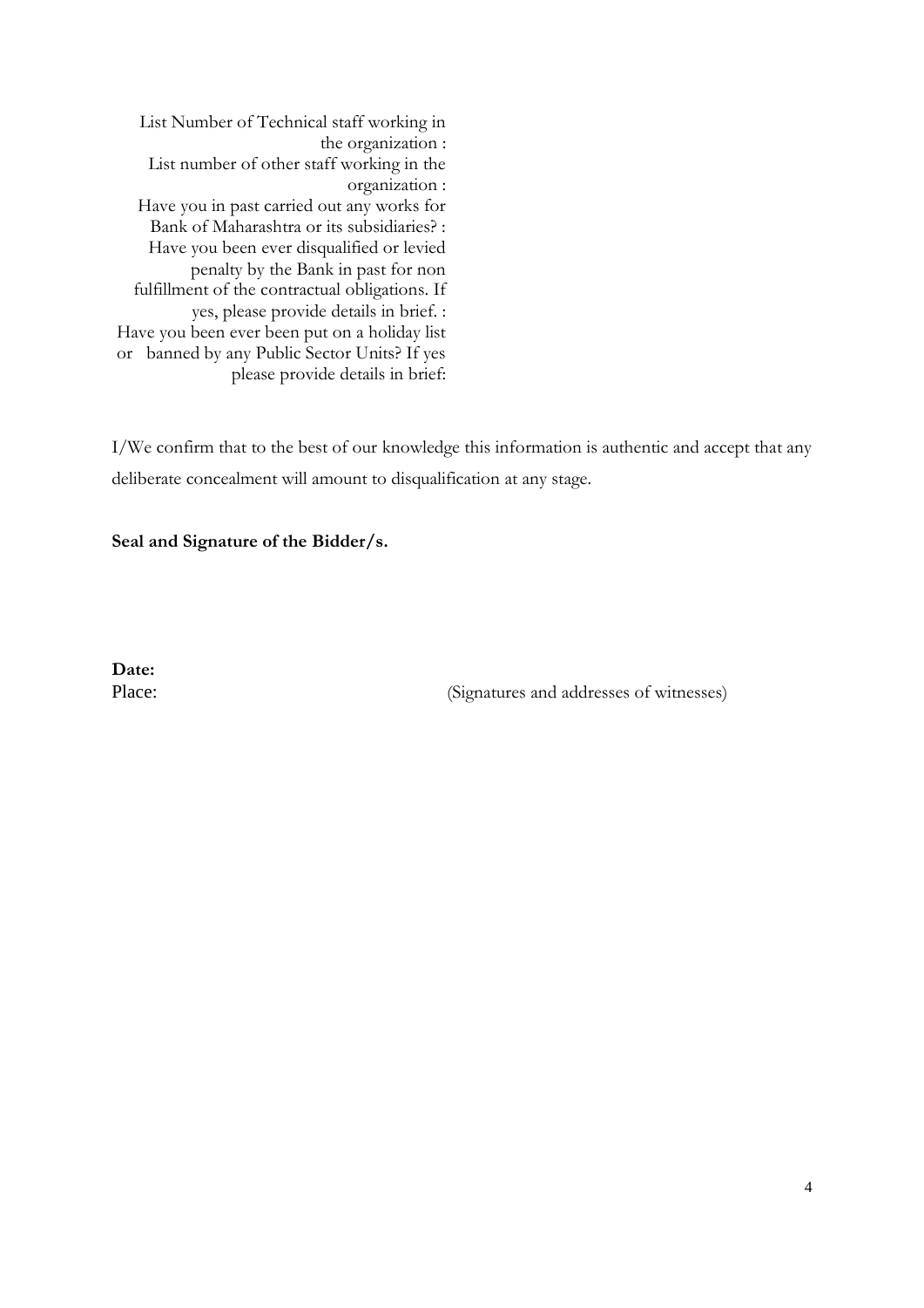| | |
|---|---|
| List Number of Technical staff working in the organization : | |
| List number of other staff working in the organization : | |
| Have you in past carried out any works for Bank of Maharashtra or its subsidiaries? : | |
| Have you been ever disqualified or levied penalty by the Bank in past for non fulfillment of the contractual obligations. If yes, please provide details in brief. : | |
| Have you been ever been put on a holiday list or banned by any Public Sector Units? If yes please provide details in brief: | |

I/We confirm that to the best of our knowledge this information is authentic and accept that any deliberate concealment will amount to disqualification at any stage.

**Seal and Signature of the Bidder/s.**

**Date:**

Place: (Signatures and addresses of witnesses)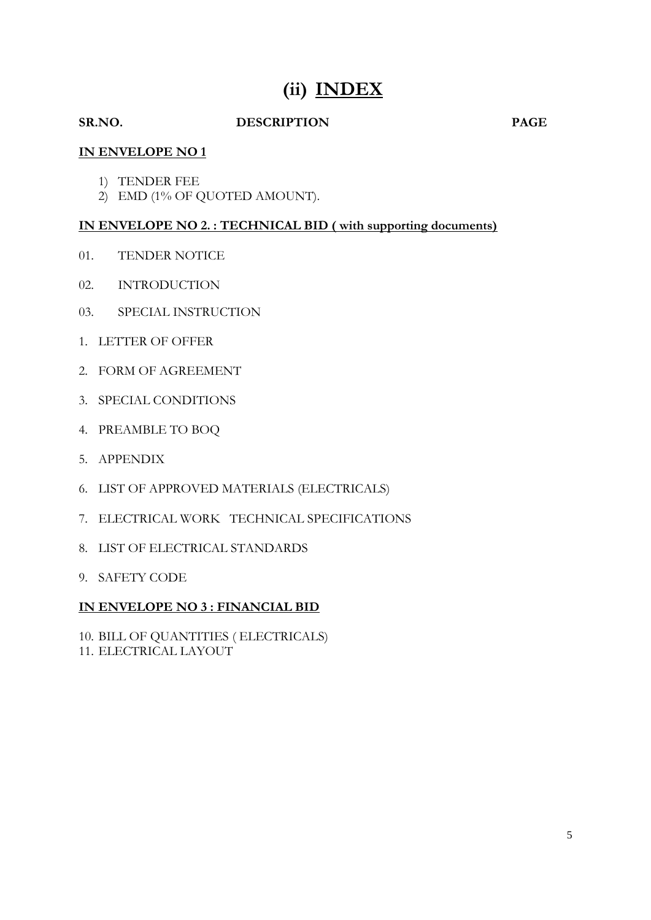# (ii) INDEX

**SR.NO. DESCRIPTION PAGE**

**IN ENVELOPE NO 1**

1) TENDER FEE
2) EMD (1% OF QUOTED AMOUNT).

**IN ENVELOPE NO 2. : TECHNICAL BID ( with supporting documents)**

01. TENDER NOTICE

02. INTRODUCTION

03. SPECIAL INSTRUCTION

1. LETTER OF OFFER

2. FORM OF AGREEMENT

3. SPECIAL CONDITIONS

4. PREAMBLE TO BOQ

5. APPENDIX

6. LIST OF APPROVED MATERIALS (ELECTRICALS)

7. ELECTRICAL WORK TECHNICAL SPECIFICATIONS

8. LIST OF ELECTRICAL STANDARDS

9. SAFETY CODE

**IN ENVELOPE NO 3 : FINANCIAL BID**

10. BILL OF QUANTITIES ( ELECTRICALS)
11. ELECTRICAL LAYOUT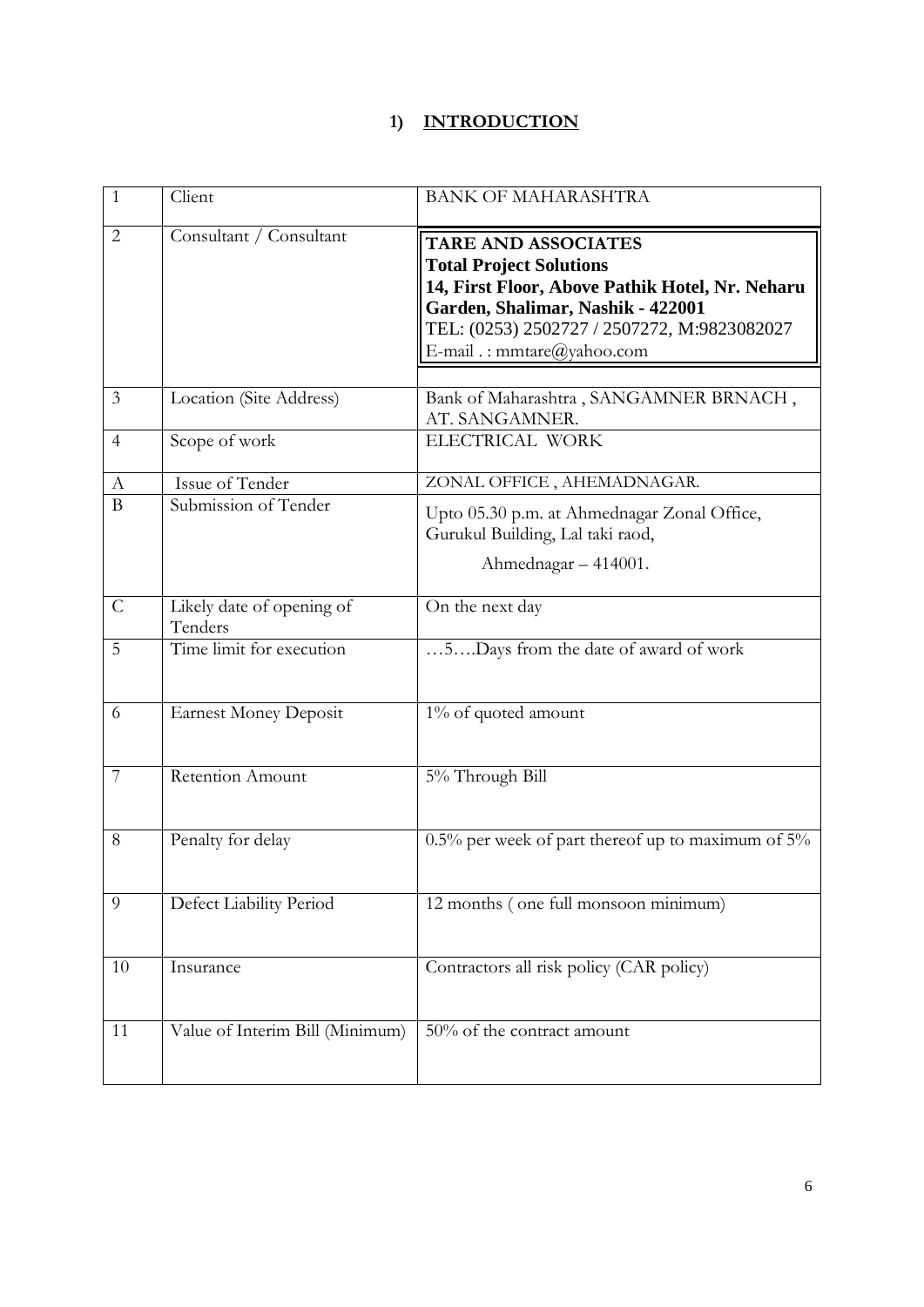# 1) INTRODUCTION

| | | |
|---|---|---|
| 1 | Client | BANK OF MAHARASHTRA |
| 2 | Consultant / Consultant | **TARE AND ASSOCIATES**<br>**Total Project Solutions**<br>**14, First Floor, Above Pathik Hotel, Nr. Neharu Garden, Shalimar, Nashik - 422001**<br>TEL: (0253) 2502727 / 2507272, M:9823082027<br>E-mail . : mmtare@yahoo.com |
| 3 | Location (Site Address) | Bank of Maharashtra , SANGAMNER BRNACH , AT. SANGAMNER. |
| 4 | Scope of work | ELECTRICAL WORK |
| A | Issue of Tender | ZONAL OFFICE , AHEMADNAGAR. |
| B | Submission of Tender | Upto 05.30 p.m. at Ahmednagar Zonal Office, Gurukul Building, Lal taki raod,<br>Ahmednagar – 414001. |
| C | Likely date of opening of Tenders | On the next day |
| 5 | Time limit for execution | …5….Days from the date of award of work |
| 6 | Earnest Money Deposit | 1% of quoted amount |
| 7 | Retention Amount | 5% Through Bill |
| 8 | Penalty for delay | 0.5% per week of part thereof up to maximum of 5% |
| 9 | Defect Liability Period | 12 months ( one full monsoon minimum) |
| 10 | Insurance | Contractors all risk policy (CAR policy) |
| 11 | Value of Interim Bill (Minimum) | 50% of the contract amount |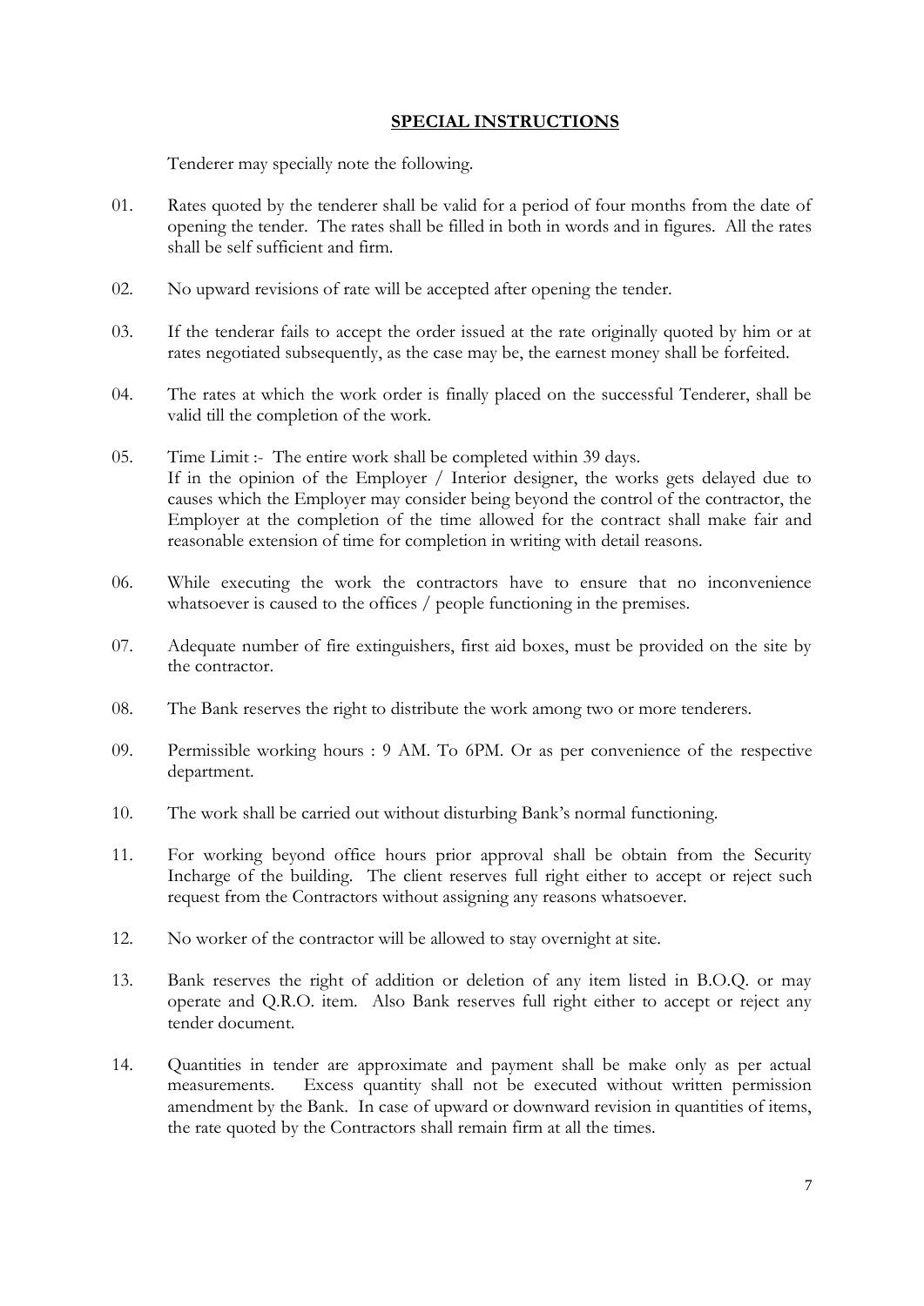## SPECIAL INSTRUCTIONS

Tenderer may specially note the following.

01. Rates quoted by the tenderer shall be valid for a period of four months from the date of opening the tender. The rates shall be filled in both in words and in figures. All the rates shall be self sufficient and firm.

02. No upward revisions of rate will be accepted after opening the tender.

03. If the tenderar fails to accept the order issued at the rate originally quoted by him or at rates negotiated subsequently, as the case may be, the earnest money shall be forfeited.

04. The rates at which the work order is finally placed on the successful Tenderer, shall be valid till the completion of the work.

05. Time Limit :- The entire work shall be completed within 39 days.
If in the opinion of the Employer / Interior designer, the works gets delayed due to causes which the Employer may consider being beyond the control of the contractor, the Employer at the completion of the time allowed for the contract shall make fair and reasonable extension of time for completion in writing with detail reasons.

06. While executing the work the contractors have to ensure that no inconvenience whatsoever is caused to the offices / people functioning in the premises.

07. Adequate number of fire extinguishers, first aid boxes, must be provided on the site by the contractor.

08. The Bank reserves the right to distribute the work among two or more tenderers.

09. Permissible working hours : 9 AM. To 6PM. Or as per convenience of the respective department.

10. The work shall be carried out without disturbing Bank's normal functioning.

11. For working beyond office hours prior approval shall be obtain from the Security Incharge of the building. The client reserves full right either to accept or reject such request from the Contractors without assigning any reasons whatsoever.

12. No worker of the contractor will be allowed to stay overnight at site.

13. Bank reserves the right of addition or deletion of any item listed in B.O.Q. or may operate and Q.R.O. item. Also Bank reserves full right either to accept or reject any tender document.

14. Quantities in tender are approximate and payment shall be make only as per actual measurements. Excess quantity shall not be executed without written permission amendment by the Bank. In case of upward or downward revision in quantities of items, the rate quoted by the Contractors shall remain firm at all the times.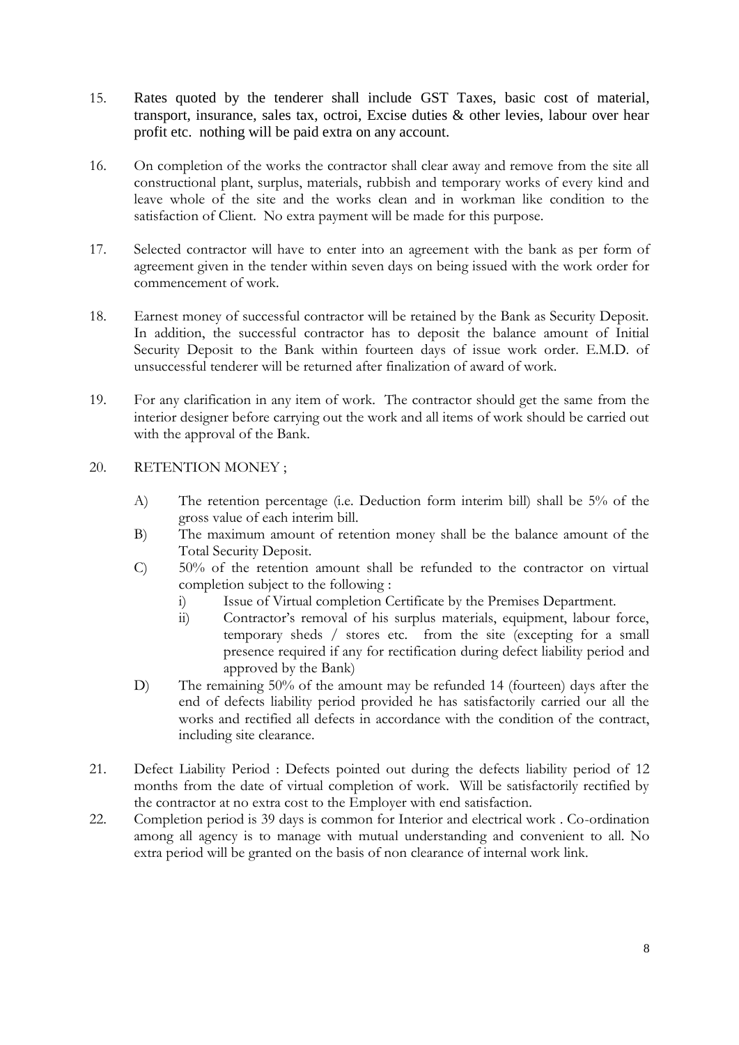15. Rates quoted by the tenderer shall include GST Taxes, basic cost of material, transport, insurance, sales tax, octroi, Excise duties & other levies, labour over hear profit etc. nothing will be paid extra on any account.

16. On completion of the works the contractor shall clear away and remove from the site all constructional plant, surplus, materials, rubbish and temporary works of every kind and leave whole of the site and the works clean and in workman like condition to the satisfaction of Client. No extra payment will be made for this purpose.

17. Selected contractor will have to enter into an agreement with the bank as per form of agreement given in the tender within seven days on being issued with the work order for commencement of work.

18. Earnest money of successful contractor will be retained by the Bank as Security Deposit. In addition, the successful contractor has to deposit the balance amount of Initial Security Deposit to the Bank within fourteen days of issue work order. E.M.D. of unsuccessful tenderer will be returned after finalization of award of work.

19. For any clarification in any item of work. The contractor should get the same from the interior designer before carrying out the work and all items of work should be carried out with the approval of the Bank.

20. RETENTION MONEY ;

    A) The retention percentage (i.e. Deduction form interim bill) shall be 5% of the gross value of each interim bill.

    B) The maximum amount of retention money shall be the balance amount of the Total Security Deposit.

    C) 50% of the retention amount shall be refunded to the contractor on virtual completion subject to the following :

        i) Issue of Virtual completion Certificate by the Premises Department.

        ii) Contractor's removal of his surplus materials, equipment, labour force, temporary sheds / stores etc. from the site (excepting for a small presence required if any for rectification during defect liability period and approved by the Bank)

    D) The remaining 50% of the amount may be refunded 14 (fourteen) days after the end of defects liability period provided he has satisfactorily carried our all the works and rectified all defects in accordance with the condition of the contract, including site clearance.

21. Defect Liability Period : Defects pointed out during the defects liability period of 12 months from the date of virtual completion of work. Will be satisfactorily rectified by the contractor at no extra cost to the Employer with end satisfaction.

22. Completion period is 39 days is common for Interior and electrical work . Co-ordination among all agency is to manage with mutual understanding and convenient to all. No extra period will be granted on the basis of non clearance of internal work link.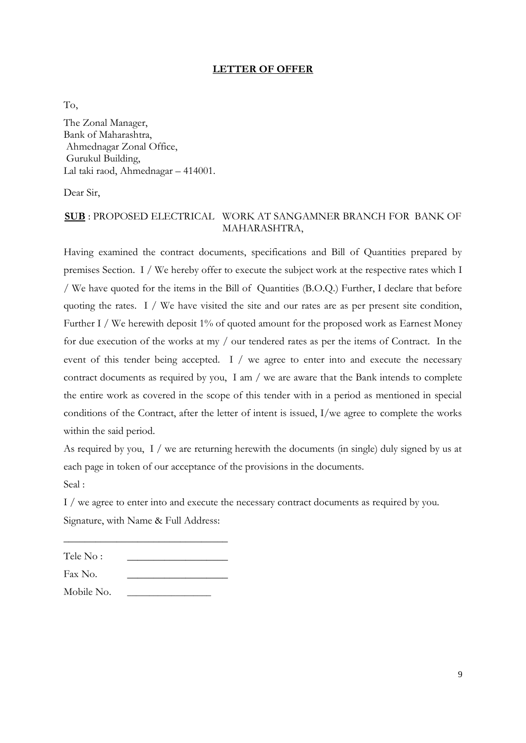## LETTER OF OFFER

To,

The Zonal Manager,  
Bank of Maharashtra,  
Ahmednagar Zonal Office,  
Gurukul Building,  
Lal taki raod, Ahmednagar – 414001.

Dear Sir,

**SUB** : PROPOSED ELECTRICAL WORK AT SANGAMNER BRANCH FOR BANK OF MAHARASHTRA,

Having examined the contract documents, specifications and Bill of Quantities prepared by premises Section. I / We hereby offer to execute the subject work at the respective rates which I / We have quoted for the items in the Bill of Quantities (B.O.Q.) Further, I declare that before quoting the rates. I / We have visited the site and our rates are as per present site condition, Further I / We herewith deposit 1% of quoted amount for the proposed work as Earnest Money for due execution of the works at my / our tendered rates as per the items of Contract. In the event of this tender being accepted. I / we agree to enter into and execute the necessary contract documents as required by you, I am / we are aware that the Bank intends to complete the entire work as covered in the scope of this tender with in a period as mentioned in special conditions of the Contract, after the letter of intent is issued, I/we agree to complete the works within the said period.

As required by you, I / we are returning herewith the documents (in single) duly signed by us at each page in token of our acceptance of the provisions in the documents.

Seal :

I / we agree to enter into and execute the necessary contract documents as required by you.

Signature, with Name & Full Address:

________________________________

Tele No : ___________________

Fax No. ___________________

Mobile No. ________________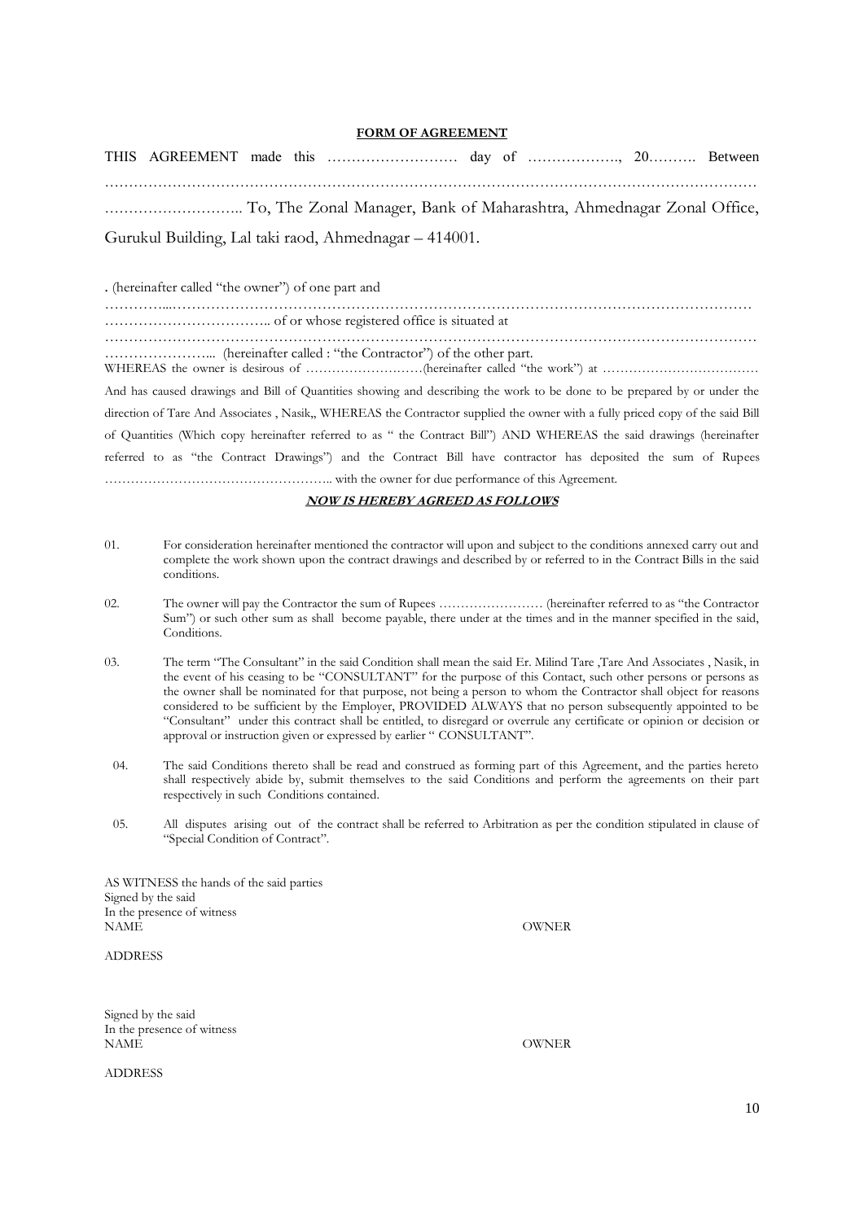**FORM OF AGREEMENT**

THIS AGREEMENT made this ……………………… day of ………………., 20………. Between ……………………………………………………………………………………………………………… ……………………….. To, The Zonal Manager, Bank of Maharashtra, Ahmednagar Zonal Office, Gurukul Building, Lal taki raod, Ahmednagar – 414001.

. (hereinafter called "the owner") of one part and

…………..……………………………………………………………………………………………………… …………………………….. of or whose registered office is situated at

……………………………………………………………………………………………………………………… …………………... (hereinafter called : "the Contractor") of the other part.

WHEREAS the owner is desirous of ………………………(hereinafter called "the work") at ………………………………

And has caused drawings and Bill of Quantities showing and describing the work to be done to be prepared by or under the direction of Tare And Associates , Nasik,, WHEREAS the Contractor supplied the owner with a fully priced copy of the said Bill of Quantities (Which copy hereinafter referred to as " the Contract Bill") AND WHEREAS the said drawings (hereinafter referred to as "the Contract Drawings") and the Contract Bill have contractor has deposited the sum of Rupees …………………………………………….. with the owner for due performance of this Agreement.

***NOW IS HEREBY AGREED AS FOLLOWS***

01. For consideration hereinafter mentioned the contractor will upon and subject to the conditions annexed carry out and complete the work shown upon the contract drawings and described by or referred to in the Contract Bills in the said conditions.

02. The owner will pay the Contractor the sum of Rupees …………………… (hereinafter referred to as "the Contractor Sum") or such other sum as shall become payable, there under at the times and in the manner specified in the said, Conditions.

03. The term "The Consultant" in the said Condition shall mean the said Er. Milind Tare ,Tare And Associates , Nasik, in the event of his ceasing to be "CONSULTANT" for the purpose of this Contact, such other persons or persons as the owner shall be nominated for that purpose, not being a person to whom the Contractor shall object for reasons considered to be sufficient by the Employer, PROVIDED ALWAYS that no person subsequently appointed to be "Consultant" under this contract shall be entitled, to disregard or overrule any certificate or opinion or decision or approval or instruction given or expressed by earlier " CONSULTANT".

04. The said Conditions thereto shall be read and construed as forming part of this Agreement, and the parties hereto shall respectively abide by, submit themselves to the said Conditions and perform the agreements on their part respectively in such Conditions contained.

05. All disputes arising out of the contract shall be referred to Arbitration as per the condition stipulated in clause of "Special Condition of Contract".

AS WITNESS the hands of the said parties
Signed by the said
In the presence of witness
NAME OWNER

ADDRESS

Signed by the said
In the presence of witness
NAME OWNER

ADDRESS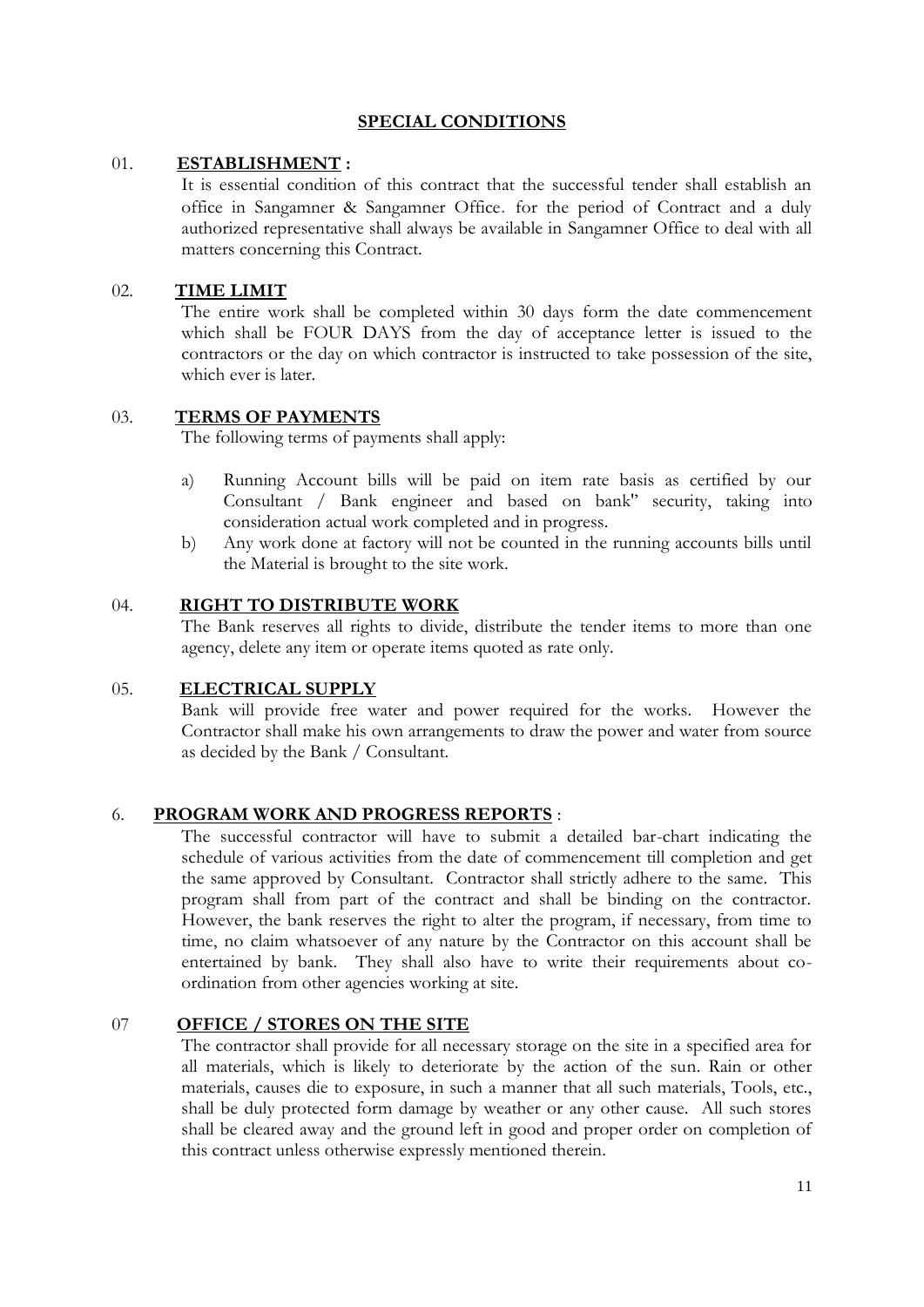## SPECIAL CONDITIONS

01. **ESTABLISHMENT :**

It is essential condition of this contract that the successful tender shall establish an office in Sangamner & Sangamner Office. for the period of Contract and a duly authorized representative shall always be available in Sangamner Office to deal with all matters concerning this Contract.

02. **TIME LIMIT**

The entire work shall be completed within 30 days form the date commencement which shall be FOUR DAYS from the day of acceptance letter is issued to the contractors or the day on which contractor is instructed to take possession of the site, which ever is later.

03. **TERMS OF PAYMENTS**

The following terms of payments shall apply:

a) Running Account bills will be paid on item rate basis as certified by our Consultant / Bank engineer and based on bank" security, taking into consideration actual work completed and in progress.

b) Any work done at factory will not be counted in the running accounts bills until the Material is brought to the site work.

04. **RIGHT TO DISTRIBUTE WORK**

The Bank reserves all rights to divide, distribute the tender items to more than one agency, delete any item or operate items quoted as rate only.

05. **ELECTRICAL SUPPLY**

Bank will provide free water and power required for the works. However the Contractor shall make his own arrangements to draw the power and water from source as decided by the Bank / Consultant.

6. **PROGRAM WORK AND PROGRESS REPORTS** :

The successful contractor will have to submit a detailed bar-chart indicating the schedule of various activities from the date of commencement till completion and get the same approved by Consultant. Contractor shall strictly adhere to the same. This program shall from part of the contract and shall be binding on the contractor. However, the bank reserves the right to alter the program, if necessary, from time to time, no claim whatsoever of any nature by the Contractor on this account shall be entertained by bank. They shall also have to write their requirements about co-ordination from other agencies working at site.

07 **OFFICE / STORES ON THE SITE**

The contractor shall provide for all necessary storage on the site in a specified area for all materials, which is likely to deteriorate by the action of the sun. Rain or other materials, causes die to exposure, in such a manner that all such materials, Tools, etc., shall be duly protected form damage by weather or any other cause. All such stores shall be cleared away and the ground left in good and proper order on completion of this contract unless otherwise expressly mentioned therein.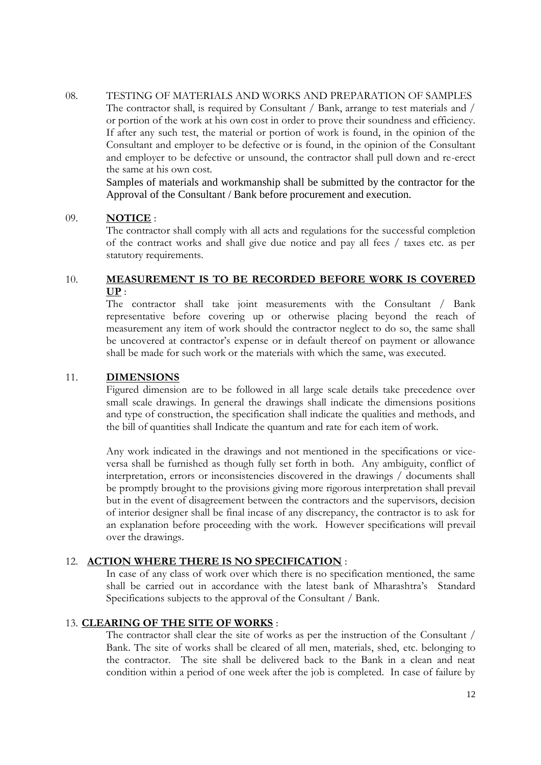08. TESTING OF MATERIALS AND WORKS AND PREPARATION OF SAMPLES

The contractor shall, is required by Consultant / Bank, arrange to test materials and / or portion of the work at his own cost in order to prove their soundness and efficiency. If after any such test, the material or portion of work is found, in the opinion of the Consultant and employer to be defective or is found, in the opinion of the Consultant and employer to be defective or unsound, the contractor shall pull down and re-erect the same at his own cost.

Samples of materials and workmanship shall be submitted by the contractor for the Approval of the Consultant / Bank before procurement and execution.

09. **NOTICE** :

The contractor shall comply with all acts and regulations for the successful completion of the contract works and shall give due notice and pay all fees / taxes etc. as per statutory requirements.

10. **MEASUREMENT IS TO BE RECORDED BEFORE WORK IS COVERED UP** :

The contractor shall take joint measurements with the Consultant / Bank representative before covering up or otherwise placing beyond the reach of measurement any item of work should the contractor neglect to do so, the same shall be uncovered at contractor's expense or in default thereof on payment or allowance shall be made for such work or the materials with which the same, was executed.

11. **DIMENSIONS**

Figured dimension are to be followed in all large scale details take precedence over small scale drawings. In general the drawings shall indicate the dimensions positions and type of construction, the specification shall indicate the qualities and methods, and the bill of quantities shall Indicate the quantum and rate for each item of work.

Any work indicated in the drawings and not mentioned in the specifications or vice-versa shall be furnished as though fully set forth in both. Any ambiguity, conflict of interpretation, errors or inconsistencies discovered in the drawings / documents shall be promptly brought to the provisions giving more rigorous interpretation shall prevail but in the event of disagreement between the contractors and the supervisors, decision of interior designer shall be final incase of any discrepancy, the contractor is to ask for an explanation before proceeding with the work. However specifications will prevail over the drawings.

12. **ACTION WHERE THERE IS NO SPECIFICATION** :

In case of any class of work over which there is no specification mentioned, the same shall be carried out in accordance with the latest bank of Mharashtra's Standard Specifications subjects to the approval of the Consultant / Bank.

13. **CLEARING OF THE SITE OF WORKS** :

The contractor shall clear the site of works as per the instruction of the Consultant / Bank. The site of works shall be cleared of all men, materials, shed, etc. belonging to the contractor. The site shall be delivered back to the Bank in a clean and neat condition within a period of one week after the job is completed. In case of failure by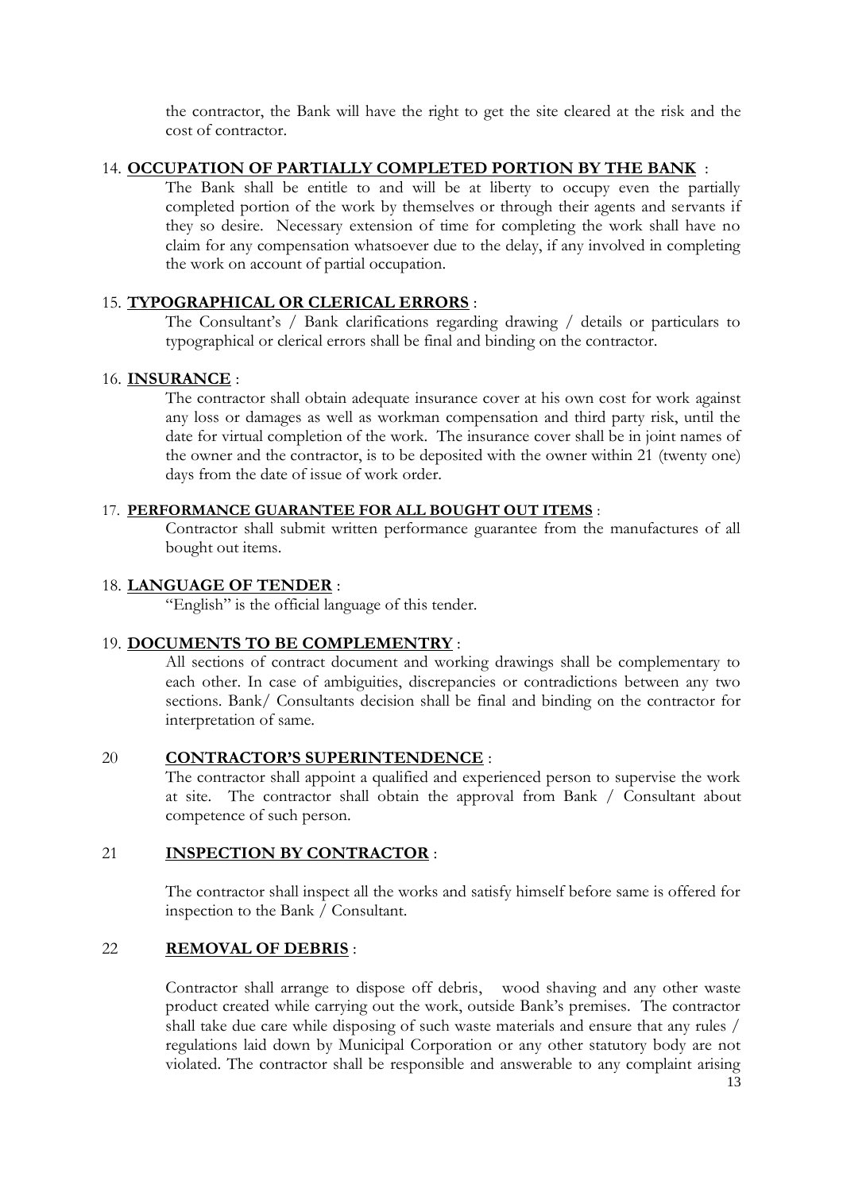the contractor, the Bank will have the right to get the site cleared at the risk and the cost of contractor.

14. **OCCUPATION OF PARTIALLY COMPLETED PORTION BY THE BANK** :

The Bank shall be entitle to and will be at liberty to occupy even the partially completed portion of the work by themselves or through their agents and servants if they so desire. Necessary extension of time for completing the work shall have no claim for any compensation whatsoever due to the delay, if any involved in completing the work on account of partial occupation.

15. **TYPOGRAPHICAL OR CLERICAL ERRORS** :

The Consultant's / Bank clarifications regarding drawing / details or particulars to typographical or clerical errors shall be final and binding on the contractor.

16. **INSURANCE** :

The contractor shall obtain adequate insurance cover at his own cost for work against any loss or damages as well as workman compensation and third party risk, until the date for virtual completion of the work. The insurance cover shall be in joint names of the owner and the contractor, is to be deposited with the owner within 21 (twenty one) days from the date of issue of work order.

17. **PERFORMANCE GUARANTEE FOR ALL BOUGHT OUT ITEMS** :

Contractor shall submit written performance guarantee from the manufactures of all bought out items.

18. **LANGUAGE OF TENDER** :

"English" is the official language of this tender.

19. **DOCUMENTS TO BE COMPLEMENTRY** :

All sections of contract document and working drawings shall be complementary to each other. In case of ambiguities, discrepancies or contradictions between any two sections. Bank/ Consultants decision shall be final and binding on the contractor for interpretation of same.

20 **CONTRACTOR'S SUPERINTENDENCE** :

The contractor shall appoint a qualified and experienced person to supervise the work at site. The contractor shall obtain the approval from Bank / Consultant about competence of such person.

21 **INSPECTION BY CONTRACTOR** :

The contractor shall inspect all the works and satisfy himself before same is offered for inspection to the Bank / Consultant.

22 **REMOVAL OF DEBRIS** :

Contractor shall arrange to dispose off debris, wood shaving and any other waste product created while carrying out the work, outside Bank's premises. The contractor shall take due care while disposing of such waste materials and ensure that any rules / regulations laid down by Municipal Corporation or any other statutory body are not violated. The contractor shall be responsible and answerable to any complaint arising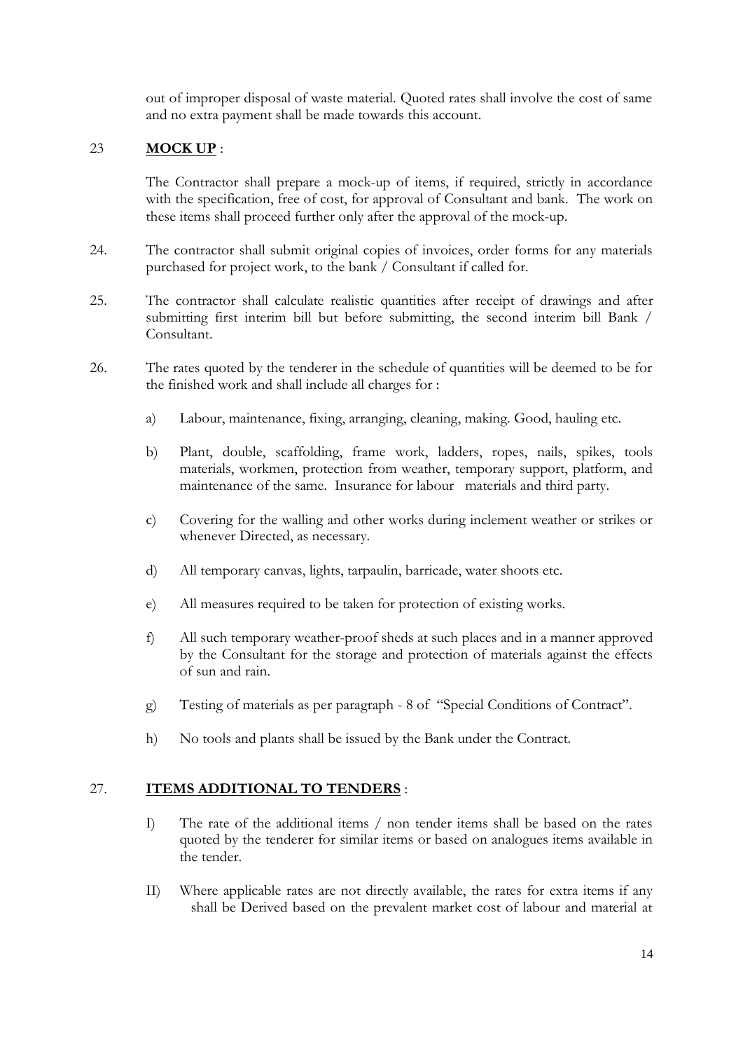out of improper disposal of waste material. Quoted rates shall involve the cost of same and no extra payment shall be made towards this account.

23 **MOCK UP** :

The Contractor shall prepare a mock-up of items, if required, strictly in accordance with the specification, free of cost, for approval of Consultant and bank. The work on these items shall proceed further only after the approval of the mock-up.

24. The contractor shall submit original copies of invoices, order forms for any materials purchased for project work, to the bank / Consultant if called for.

25. The contractor shall calculate realistic quantities after receipt of drawings and after submitting first interim bill but before submitting, the second interim bill Bank / Consultant.

26. The rates quoted by the tenderer in the schedule of quantities will be deemed to be for the finished work and shall include all charges for :

   a) Labour, maintenance, fixing, arranging, cleaning, making. Good, hauling etc.

   b) Plant, double, scaffolding, frame work, ladders, ropes, nails, spikes, tools materials, workmen, protection from weather, temporary support, platform, and maintenance of the same. Insurance for labour materials and third party.

   c) Covering for the walling and other works during inclement weather or strikes or whenever Directed, as necessary.

   d) All temporary canvas, lights, tarpaulin, barricade, water shoots etc.

   e) All measures required to be taken for protection of existing works.

   f) All such temporary weather-proof sheds at such places and in a manner approved by the Consultant for the storage and protection of materials against the effects of sun and rain.

   g) Testing of materials as per paragraph - 8 of "Special Conditions of Contract".

   h) No tools and plants shall be issued by the Bank under the Contract.

27. **ITEMS ADDITIONAL TO TENDERS** :

   I) The rate of the additional items / non tender items shall be based on the rates quoted by the tenderer for similar items or based on analogues items available in the tender.

   II) Where applicable rates are not directly available, the rates for extra items if any shall be Derived based on the prevalent market cost of labour and material at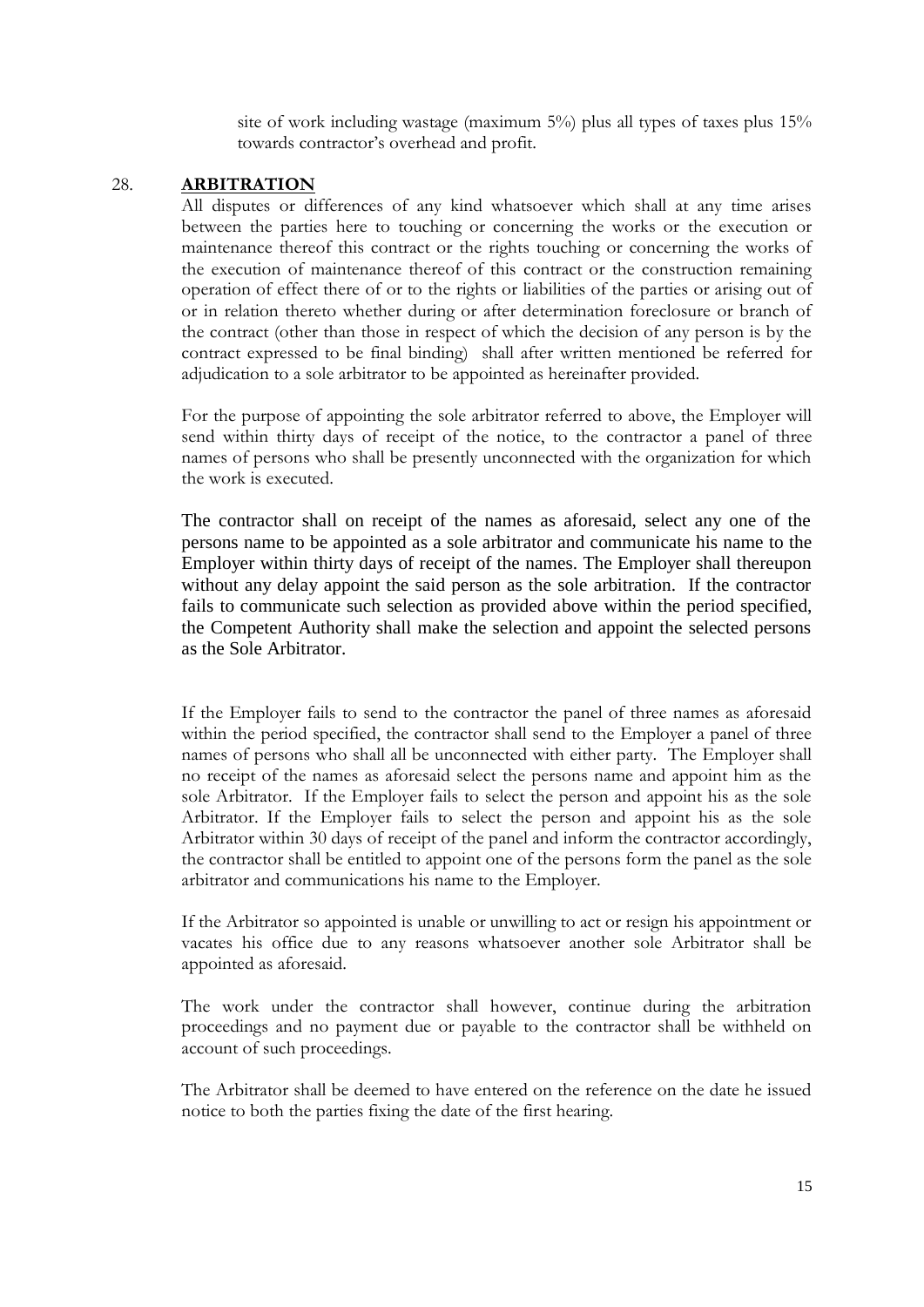site of work including wastage (maximum 5%) plus all types of taxes plus 15% towards contractor's overhead and profit.

## 28. ARBITRATION

All disputes or differences of any kind whatsoever which shall at any time arises between the parties here to touching or concerning the works or the execution or maintenance thereof this contract or the rights touching or concerning the works of the execution of maintenance thereof of this contract or the construction remaining operation of effect there of or to the rights or liabilities of the parties or arising out of or in relation thereto whether during or after determination foreclosure or branch of the contract (other than those in respect of which the decision of any person is by the contract expressed to be final binding) shall after written mentioned be referred for adjudication to a sole arbitrator to be appointed as hereinafter provided.

For the purpose of appointing the sole arbitrator referred to above, the Employer will send within thirty days of receipt of the notice, to the contractor a panel of three names of persons who shall be presently unconnected with the organization for which the work is executed.

The contractor shall on receipt of the names as aforesaid, select any one of the persons name to be appointed as a sole arbitrator and communicate his name to the Employer within thirty days of receipt of the names. The Employer shall thereupon without any delay appoint the said person as the sole arbitration. If the contractor fails to communicate such selection as provided above within the period specified, the Competent Authority shall make the selection and appoint the selected persons as the Sole Arbitrator.

If the Employer fails to send to the contractor the panel of three names as aforesaid within the period specified, the contractor shall send to the Employer a panel of three names of persons who shall all be unconnected with either party. The Employer shall no receipt of the names as aforesaid select the persons name and appoint him as the sole Arbitrator. If the Employer fails to select the person and appoint his as the sole Arbitrator. If the Employer fails to select the person and appoint his as the sole Arbitrator within 30 days of receipt of the panel and inform the contractor accordingly, the contractor shall be entitled to appoint one of the persons form the panel as the sole arbitrator and communications his name to the Employer.

If the Arbitrator so appointed is unable or unwilling to act or resign his appointment or vacates his office due to any reasons whatsoever another sole Arbitrator shall be appointed as aforesaid.

The work under the contractor shall however, continue during the arbitration proceedings and no payment due or payable to the contractor shall be withheld on account of such proceedings.

The Arbitrator shall be deemed to have entered on the reference on the date he issued notice to both the parties fixing the date of the first hearing.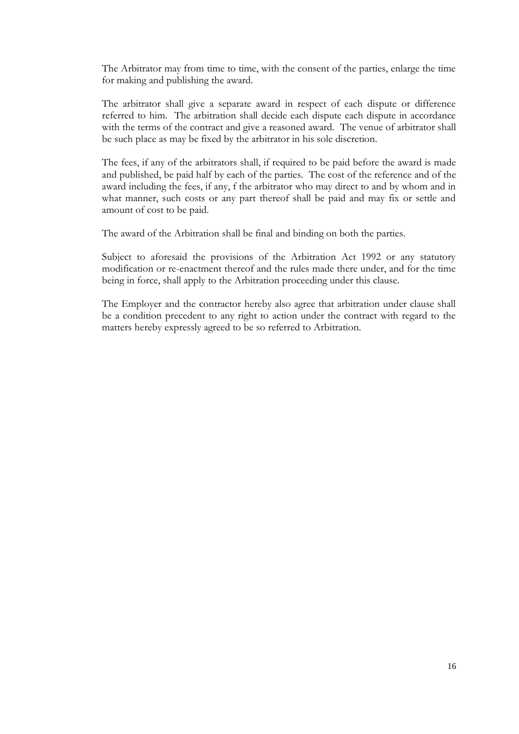The Arbitrator may from time to time, with the consent of the parties, enlarge the time for making and publishing the award.

The arbitrator shall give a separate award in respect of each dispute or difference referred to him. The arbitration shall decide each dispute each dispute in accordance with the terms of the contract and give a reasoned award. The venue of arbitrator shall be such place as may be fixed by the arbitrator in his sole discretion.

The fees, if any of the arbitrators shall, if required to be paid before the award is made and published, be paid half by each of the parties. The cost of the reference and of the award including the fees, if any, f the arbitrator who may direct to and by whom and in what manner, such costs or any part thereof shall be paid and may fix or settle and amount of cost to be paid.

The award of the Arbitration shall be final and binding on both the parties.

Subject to aforesaid the provisions of the Arbitration Act 1992 or any statutory modification or re-enactment thereof and the rules made there under, and for the time being in force, shall apply to the Arbitration proceeding under this clause.

The Employer and the contractor hereby also agree that arbitration under clause shall be a condition precedent to any right to action under the contract with regard to the matters hereby expressly agreed to be so referred to Arbitration.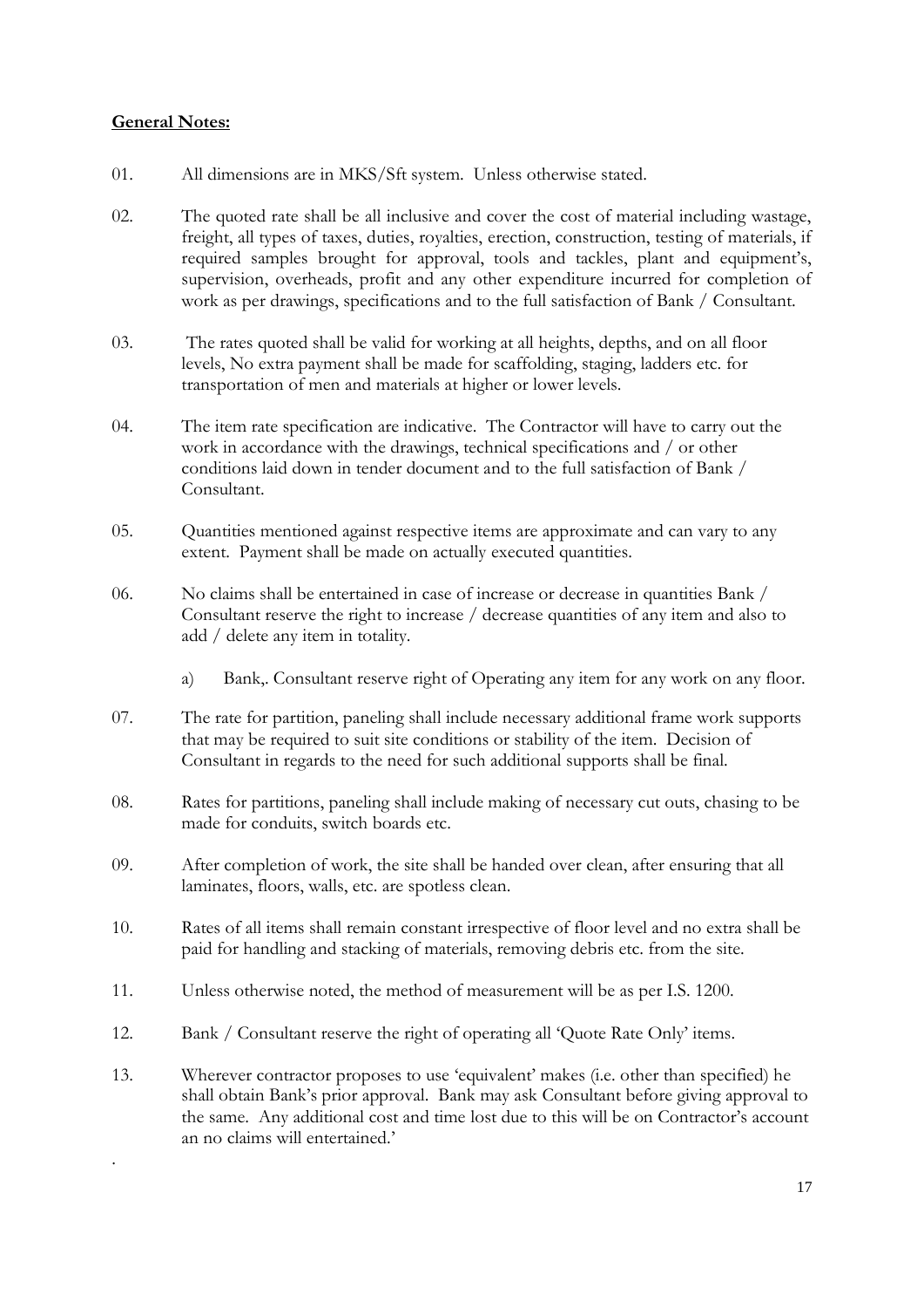**General Notes:**

01. All dimensions are in MKS/Sft system. Unless otherwise stated.

02. The quoted rate shall be all inclusive and cover the cost of material including wastage, freight, all types of taxes, duties, royalties, erection, construction, testing of materials, if required samples brought for approval, tools and tackles, plant and equipment's, supervision, overheads, profit and any other expenditure incurred for completion of work as per drawings, specifications and to the full satisfaction of Bank / Consultant.

03. The rates quoted shall be valid for working at all heights, depths, and on all floor levels, No extra payment shall be made for scaffolding, staging, ladders etc. for transportation of men and materials at higher or lower levels.

04. The item rate specification are indicative. The Contractor will have to carry out the work in accordance with the drawings, technical specifications and / or other conditions laid down in tender document and to the full satisfaction of Bank / Consultant.

05. Quantities mentioned against respective items are approximate and can vary to any extent. Payment shall be made on actually executed quantities.

06. No claims shall be entertained in case of increase or decrease in quantities Bank / Consultant reserve the right to increase / decrease quantities of any item and also to add / delete any item in totality.

    a) Bank,. Consultant reserve right of Operating any item for any work on any floor.

07. The rate for partition, paneling shall include necessary additional frame work supports that may be required to suit site conditions or stability of the item. Decision of Consultant in regards to the need for such additional supports shall be final.

08. Rates for partitions, paneling shall include making of necessary cut outs, chasing to be made for conduits, switch boards etc.

09. After completion of work, the site shall be handed over clean, after ensuring that all laminates, floors, walls, etc. are spotless clean.

10. Rates of all items shall remain constant irrespective of floor level and no extra shall be paid for handling and stacking of materials, removing debris etc. from the site.

11. Unless otherwise noted, the method of measurement will be as per I.S. 1200.

12. Bank / Consultant reserve the right of operating all 'Quote Rate Only' items.

13. Wherever contractor proposes to use 'equivalent' makes (i.e. other than specified) he shall obtain Bank's prior approval. Bank may ask Consultant before giving approval to the same. Any additional cost and time lost due to this will be on Contractor's account an no claims will entertained.'

.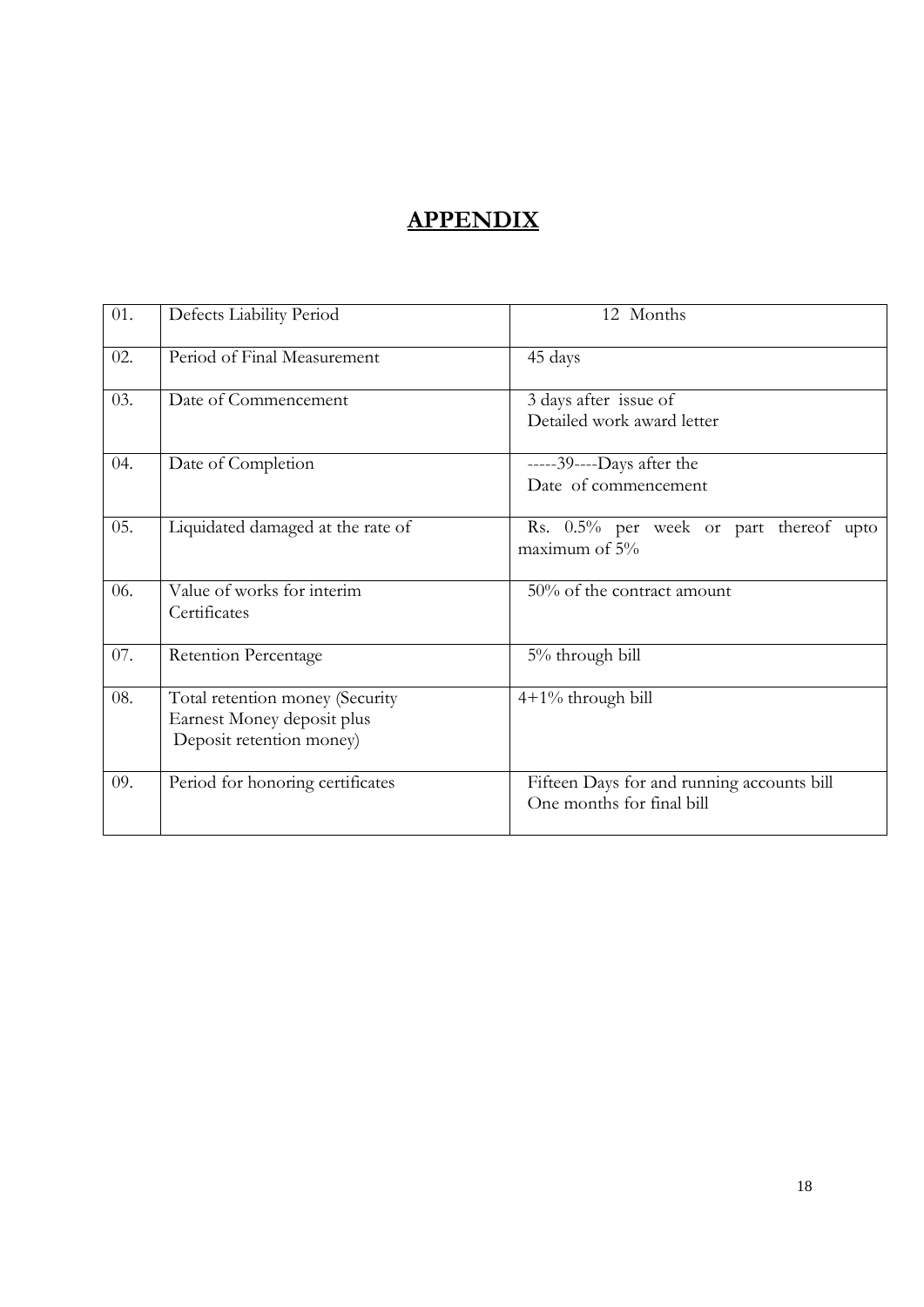# APPENDIX

| 01. | Defects Liability Period | 12 Months |
|---|---|---|
| 02. | Period of Final Measurement | 45 days |
| 03. | Date of Commencement | 3 days after issue of Detailed work award letter |
| 04. | Date of Completion | -----39----Days after the Date of commencement |
| 05. | Liquidated damaged at the rate of | Rs. 0.5% per week or part thereof upto maximum of 5% |
| 06. | Value of works for interim Certificates | 50% of the contract amount |
| 07. | Retention Percentage | 5% through bill |
| 08. | Total retention money (Security Earnest Money deposit plus Deposit retention money) | 4+1% through bill |
| 09. | Period for honoring certificates | Fifteen Days for and running accounts bill One months for final bill |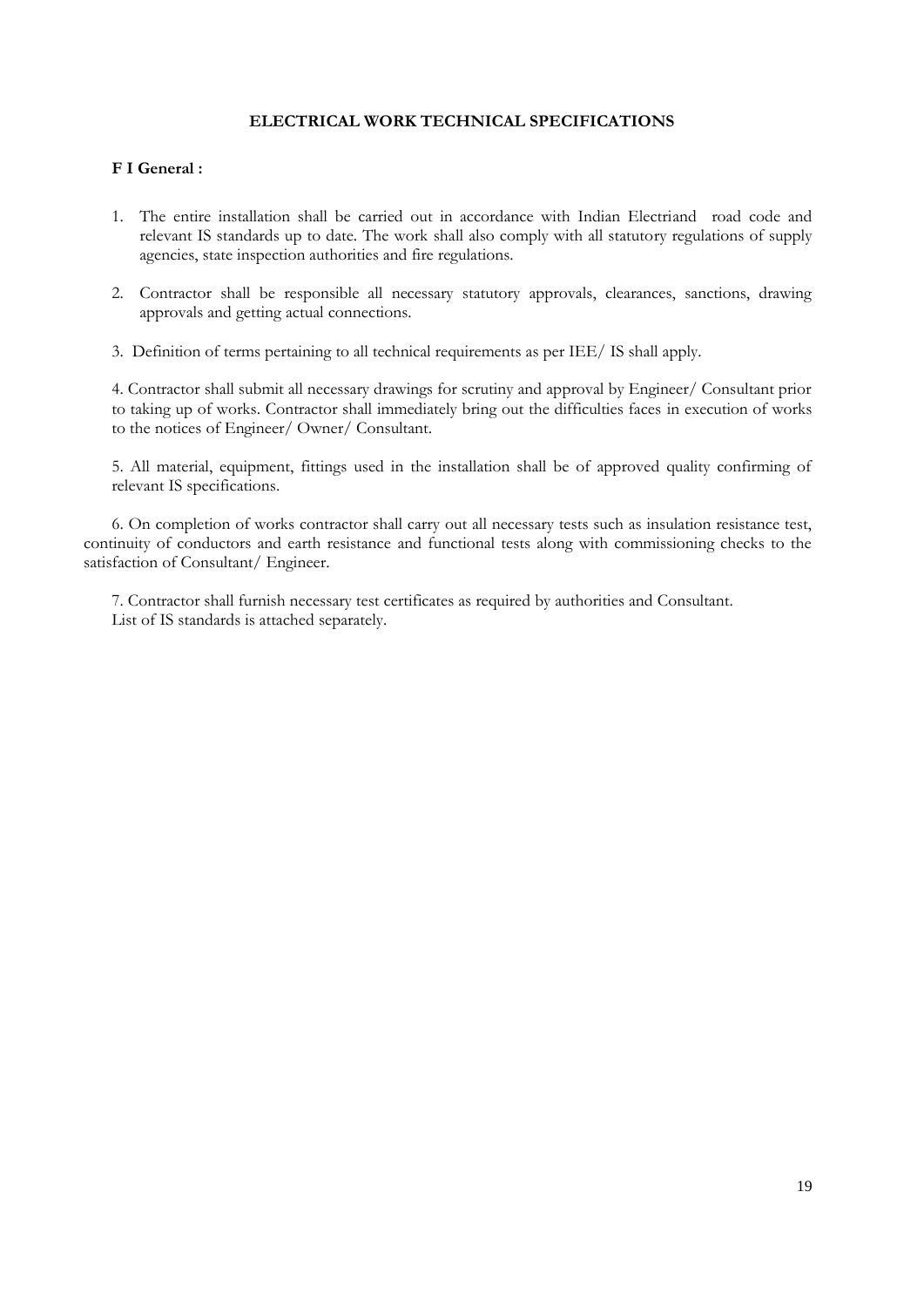# ELECTRICAL WORK TECHNICAL SPECIFICATIONS

**F I General :**

1. The entire installation shall be carried out in accordance with Indian Electriand road code and relevant IS standards up to date. The work shall also comply with all statutory regulations of supply agencies, state inspection authorities and fire regulations.

2. Contractor shall be responsible all necessary statutory approvals, clearances, sanctions, drawing approvals and getting actual connections.

3. Definition of terms pertaining to all technical requirements as per IEE/ IS shall apply.

4. Contractor shall submit all necessary drawings for scrutiny and approval by Engineer/ Consultant prior to taking up of works. Contractor shall immediately bring out the difficulties faces in execution of works to the notices of Engineer/ Owner/ Consultant.

5. All material, equipment, fittings used in the installation shall be of approved quality confirming of relevant IS specifications.

6. On completion of works contractor shall carry out all necessary tests such as insulation resistance test, continuity of conductors and earth resistance and functional tests along with commissioning checks to the satisfaction of Consultant/ Engineer.

7. Contractor shall furnish necessary test certificates as required by authorities and Consultant.

List of IS standards is attached separately.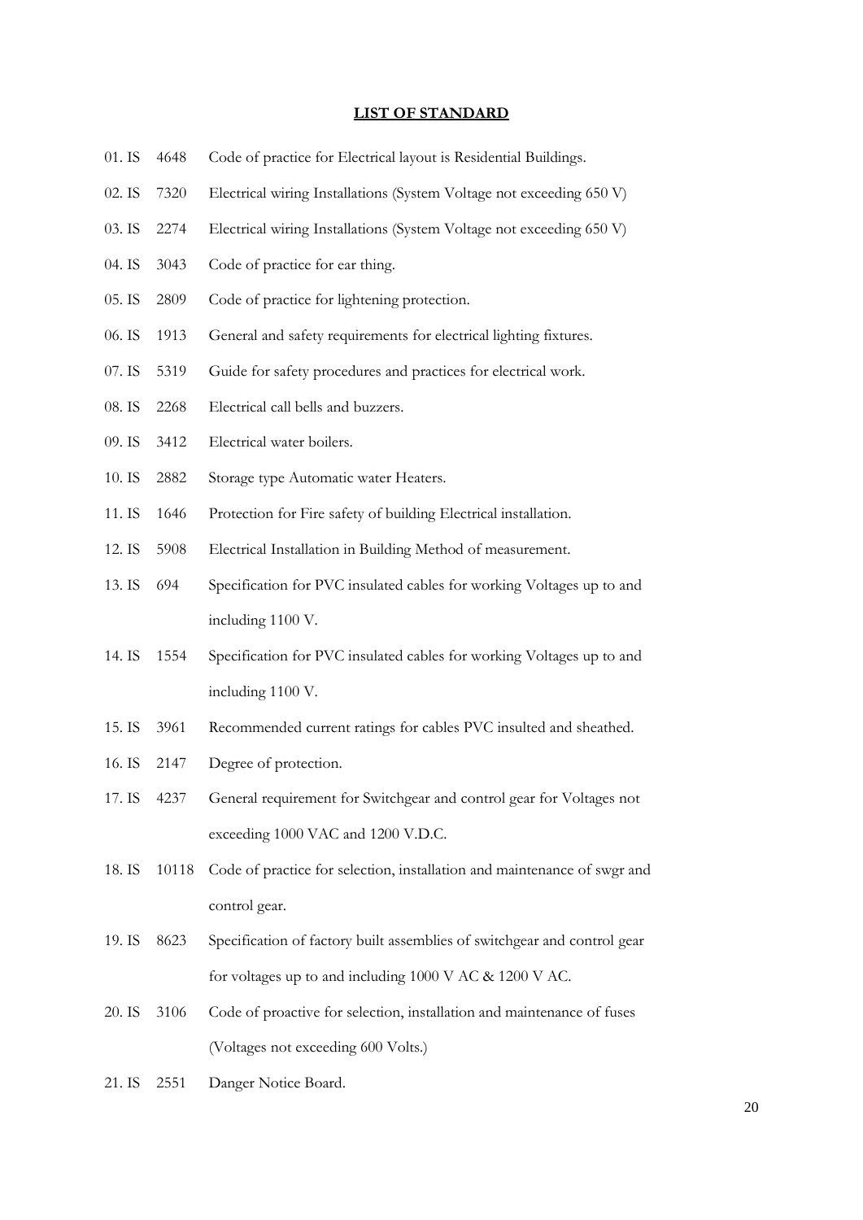## LIST OF STANDARD

01. IS 4648 Code of practice for Electrical layout is Residential Buildings.
02. IS 7320 Electrical wiring Installations (System Voltage not exceeding 650 V)
03. IS 2274 Electrical wiring Installations (System Voltage not exceeding 650 V)
04. IS 3043 Code of practice for ear thing.
05. IS 2809 Code of practice for lightening protection.
06. IS 1913 General and safety requirements for electrical lighting fixtures.
07. IS 5319 Guide for safety procedures and practices for electrical work.
08. IS 2268 Electrical call bells and buzzers.
09. IS 3412 Electrical water boilers.
10. IS 2882 Storage type Automatic water Heaters.
11. IS 1646 Protection for Fire safety of building Electrical installation.
12. IS 5908 Electrical Installation in Building Method of measurement.
13. IS 694 Specification for PVC insulated cables for working Voltages up to and including 1100 V.
14. IS 1554 Specification for PVC insulated cables for working Voltages up to and including 1100 V.
15. IS 3961 Recommended current ratings for cables PVC insulted and sheathed.
16. IS 2147 Degree of protection.
17. IS 4237 General requirement for Switchgear and control gear for Voltages not exceeding 1000 VAC and 1200 V.D.C.
18. IS 10118 Code of practice for selection, installation and maintenance of swgr and control gear.
19. IS 8623 Specification of factory built assemblies of switchgear and control gear for voltages up to and including 1000 V AC & 1200 V AC.
20. IS 3106 Code of proactive for selection, installation and maintenance of fuses (Voltages not exceeding 600 Volts.)
21. IS 2551 Danger Notice Board.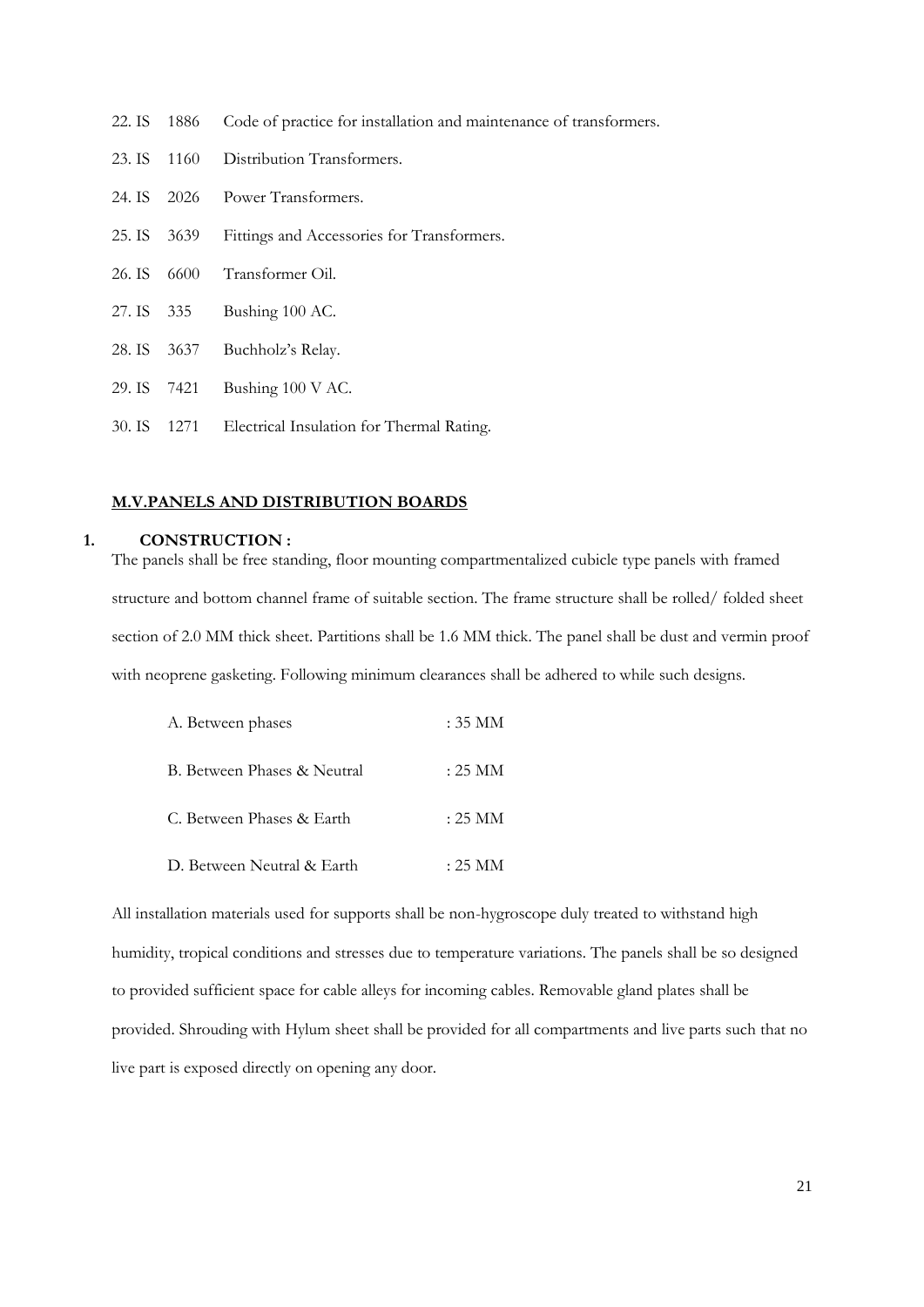22. IS 1886 Code of practice for installation and maintenance of transformers.
23. IS 1160 Distribution Transformers.
24. IS 2026 Power Transformers.
25. IS 3639 Fittings and Accessories for Transformers.
26. IS 6600 Transformer Oil.
27. IS 335 Bushing 100 AC.
28. IS 3637 Buchholz's Relay.
29. IS 7421 Bushing 100 V AC.
30. IS 1271 Electrical Insulation for Thermal Rating.

## M.V.PANELS AND DISTRIBUTION BOARDS

**1. CONSTRUCTION :**

The panels shall be free standing, floor mounting compartmentalized cubicle type panels with framed structure and bottom channel frame of suitable section. The frame structure shall be rolled/ folded sheet section of 2.0 MM thick sheet. Partitions shall be 1.6 MM thick. The panel shall be dust and vermin proof with neoprene gasketing. Following minimum clearances shall be adhered to while such designs.

A. Between phases : 35 MM

B. Between Phases & Neutral : 25 MM

C. Between Phases & Earth : 25 MM

D. Between Neutral & Earth : 25 MM

All installation materials used for supports shall be non-hygroscope duly treated to withstand high humidity, tropical conditions and stresses due to temperature variations. The panels shall be so designed to provided sufficient space for cable alleys for incoming cables. Removable gland plates shall be provided. Shrouding with Hylum sheet shall be provided for all compartments and live parts such that no live part is exposed directly on opening any door.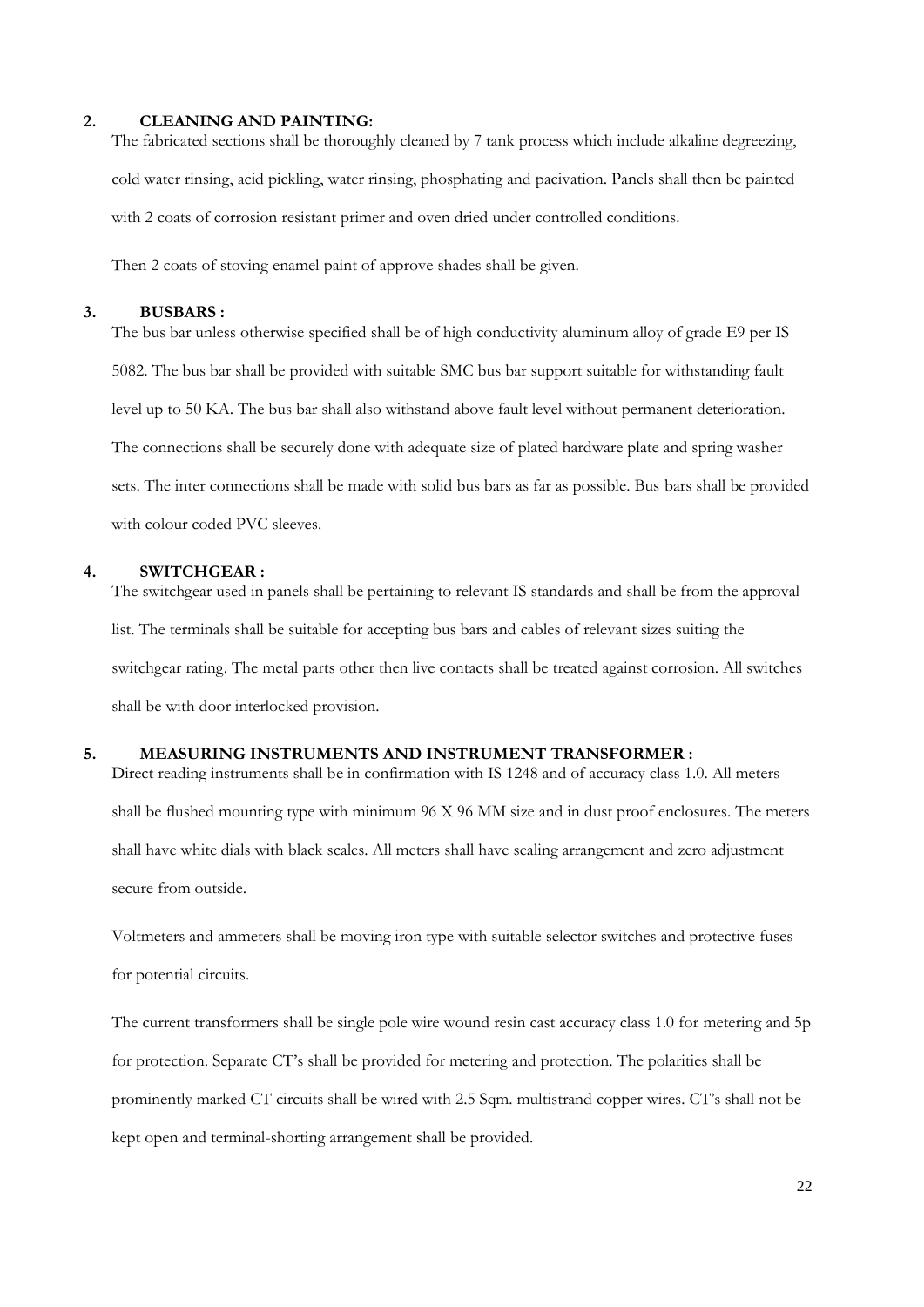## 2. CLEANING AND PAINTING:

The fabricated sections shall be thoroughly cleaned by 7 tank process which include alkaline degreezing, cold water rinsing, acid pickling, water rinsing, phosphating and pacivation. Panels shall then be painted with 2 coats of corrosion resistant primer and oven dried under controlled conditions.

Then 2 coats of stoving enamel paint of approve shades shall be given.

## 3. BUSBARS :

The bus bar unless otherwise specified shall be of high conductivity aluminum alloy of grade E9 per IS 5082. The bus bar shall be provided with suitable SMC bus bar support suitable for withstanding fault level up to 50 KA. The bus bar shall also withstand above fault level without permanent deterioration. The connections shall be securely done with adequate size of plated hardware plate and spring washer sets. The inter connections shall be made with solid bus bars as far as possible. Bus bars shall be provided with colour coded PVC sleeves.

## 4. SWITCHGEAR :

The switchgear used in panels shall be pertaining to relevant IS standards and shall be from the approval list. The terminals shall be suitable for accepting bus bars and cables of relevant sizes suiting the switchgear rating. The metal parts other then live contacts shall be treated against corrosion. All switches shall be with door interlocked provision.

## 5. MEASURING INSTRUMENTS AND INSTRUMENT TRANSFORMER :

Direct reading instruments shall be in confirmation with IS 1248 and of accuracy class 1.0. All meters shall be flushed mounting type with minimum 96 X 96 MM size and in dust proof enclosures. The meters shall have white dials with black scales. All meters shall have sealing arrangement and zero adjustment secure from outside.

Voltmeters and ammeters shall be moving iron type with suitable selector switches and protective fuses for potential circuits.

The current transformers shall be single pole wire wound resin cast accuracy class 1.0 for metering and 5p for protection. Separate CT's shall be provided for metering and protection. The polarities shall be prominently marked CT circuits shall be wired with 2.5 Sqm. multistrand copper wires. CT's shall not be kept open and terminal-shorting arrangement shall be provided.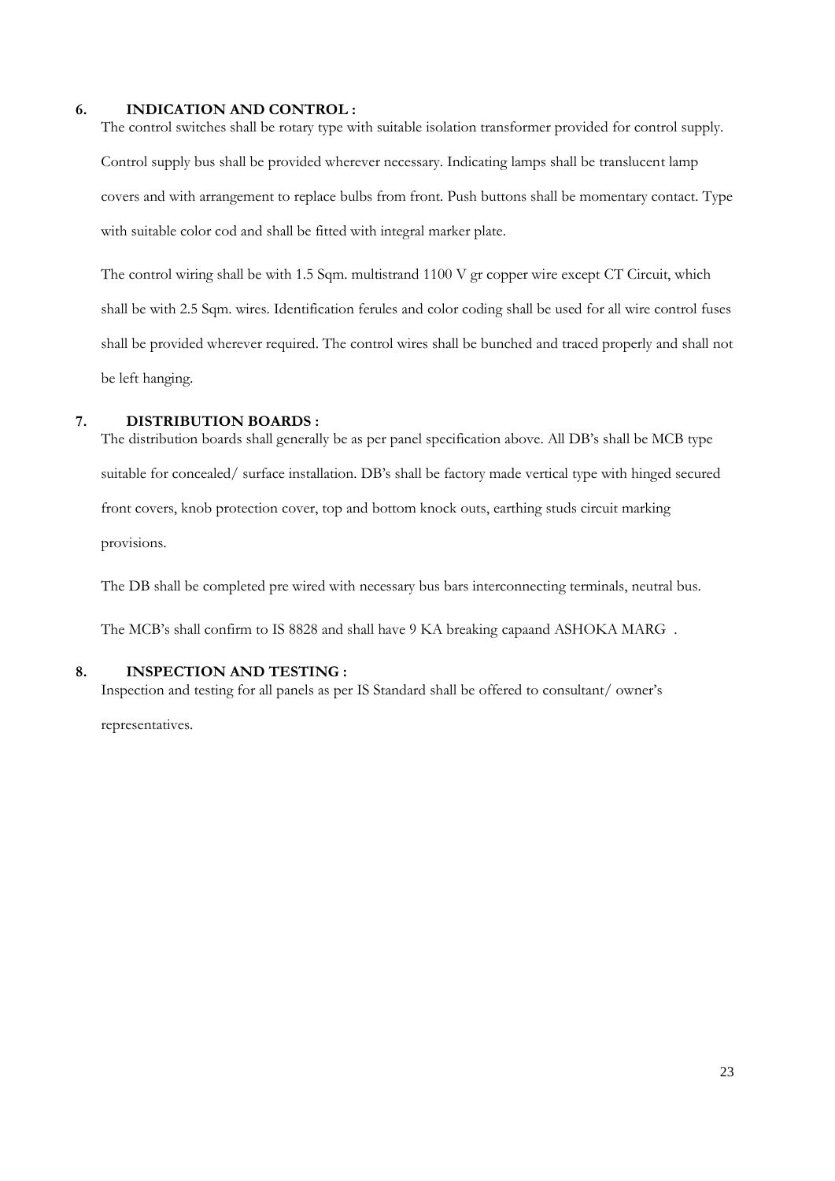## 6. INDICATION AND CONTROL :

The control switches shall be rotary type with suitable isolation transformer provided for control supply. Control supply bus shall be provided wherever necessary. Indicating lamps shall be translucent lamp covers and with arrangement to replace bulbs from front. Push buttons shall be momentary contact. Type with suitable color cod and shall be fitted with integral marker plate.

The control wiring shall be with 1.5 Sqm. multistrand 1100 V gr copper wire except CT Circuit, which shall be with 2.5 Sqm. wires. Identification ferules and color coding shall be used for all wire control fuses shall be provided wherever required. The control wires shall be bunched and traced properly and shall not be left hanging.

## 7. DISTRIBUTION BOARDS :

The distribution boards shall generally be as per panel specification above. All DB's shall be MCB type suitable for concealed/ surface installation. DB's shall be factory made vertical type with hinged secured front covers, knob protection cover, top and bottom knock outs, earthing studs circuit marking provisions.

The DB shall be completed pre wired with necessary bus bars interconnecting terminals, neutral bus.

The MCB's shall confirm to IS 8828 and shall have 9 KA breaking capaand ASHOKA MARG .

## 8. INSPECTION AND TESTING :

Inspection and testing for all panels as per IS Standard shall be offered to consultant/ owner's representatives.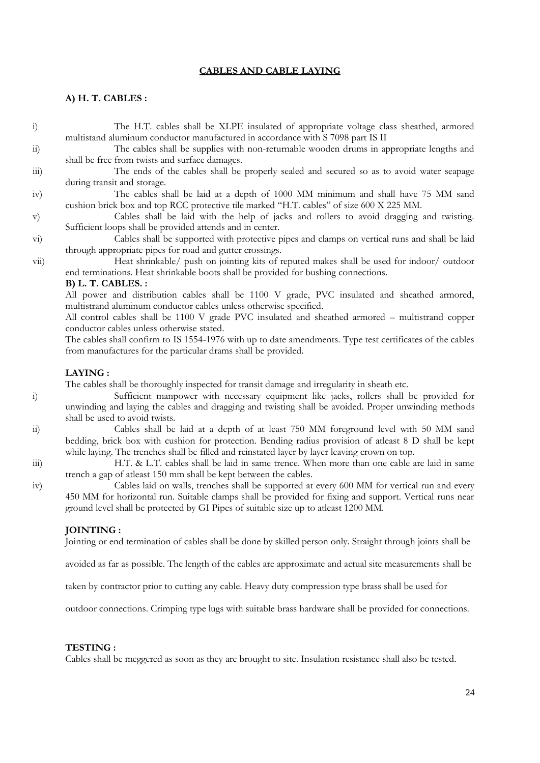## CABLES AND CABLE LAYING

### A) H. T. CABLES :

i) The H.T. cables shall be XLPE insulated of appropriate voltage class sheathed, armored multistand aluminum conductor manufactured in accordance with S 7098 part IS II

ii) The cables shall be supplies with non-returnable wooden drums in appropriate lengths and shall be free from twists and surface damages.

iii) The ends of the cables shall be properly sealed and secured so as to avoid water seapage during transit and storage.

iv) The cables shall be laid at a depth of 1000 MM minimum and shall have 75 MM sand cushion brick box and top RCC protective tile marked "H.T. cables" of size 600 X 225 MM.

v) Cables shall be laid with the help of jacks and rollers to avoid dragging and twisting. Sufficient loops shall be provided attends and in center.

vi) Cables shall be supported with protective pipes and clamps on vertical runs and shall be laid through appropriate pipes for road and gutter crossings.

vii) Heat shrinkable/ push on jointing kits of reputed makes shall be used for indoor/ outdoor end terminations. Heat shrinkable boots shall be provided for bushing connections.

### B) L. T. CABLES. :

All power and distribution cables shall be 1100 V grade, PVC insulated and sheathed armored, multistrand aluminum conductor cables unless otherwise specified.

All control cables shall be 1100 V grade PVC insulated and sheathed armored – multistrand copper conductor cables unless otherwise stated.

The cables shall confirm to IS 1554-1976 with up to date amendments. Type test certificates of the cables from manufactures for the particular drams shall be provided.

### LAYING :

The cables shall be thoroughly inspected for transit damage and irregularity in sheath etc.

i) Sufficient manpower with necessary equipment like jacks, rollers shall be provided for unwinding and laying the cables and dragging and twisting shall be avoided. Proper unwinding methods shall be used to avoid twists.

ii) Cables shall be laid at a depth of at least 750 MM foreground level with 50 MM sand bedding, brick box with cushion for protection. Bending radius provision of atleast 8 D shall be kept while laying. The trenches shall be filled and reinstated layer by layer leaving crown on top.

iii) H.T. & L.T. cables shall be laid in same trence. When more than one cable are laid in same trench a gap of atleast 150 mm shall be kept between the cables.

iv) Cables laid on walls, trenches shall be supported at every 600 MM for vertical run and every 450 MM for horizontal run. Suitable clamps shall be provided for fixing and support. Vertical runs near ground level shall be protected by GI Pipes of suitable size up to atleast 1200 MM.

### JOINTING :

Jointing or end termination of cables shall be done by skilled person only. Straight through joints shall be avoided as far as possible. The length of the cables are approximate and actual site measurements shall be taken by contractor prior to cutting any cable. Heavy duty compression type brass shall be used for outdoor connections. Crimping type lugs with suitable brass hardware shall be provided for connections.

### TESTING :

Cables shall be meggered as soon as they are brought to site. Insulation resistance shall also be tested.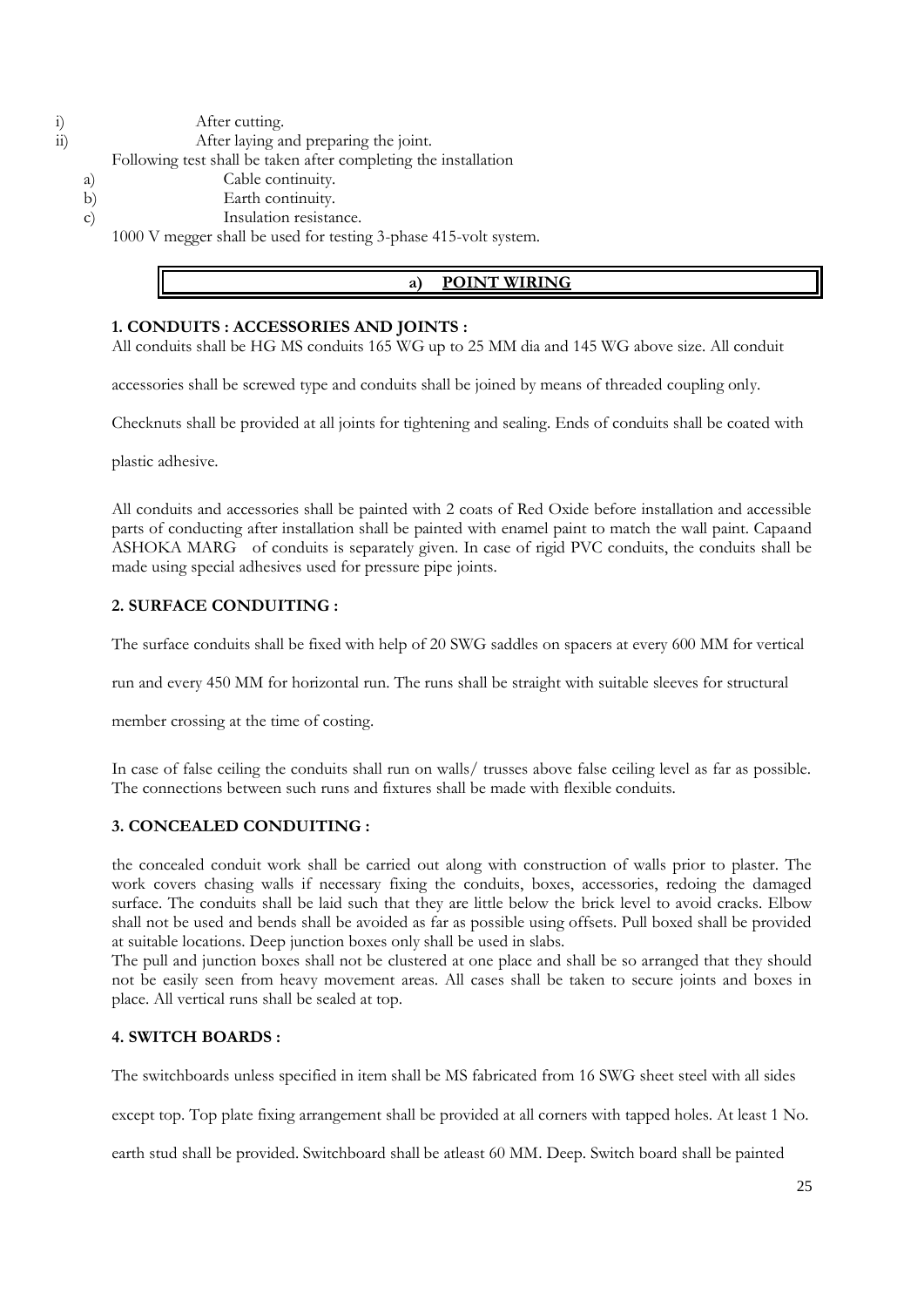i) After cutting.

ii) After laying and preparing the joint.

Following test shall be taken after completing the installation

a) Cable continuity.

b) Earth continuity.

c) Insulation resistance.

1000 V megger shall be used for testing 3-phase 415-volt system.

## a) POINT WIRING

### 1. CONDUITS : ACCESSORIES AND JOINTS :

All conduits shall be HG MS conduits 165 WG up to 25 MM dia and 145 WG above size. All conduit accessories shall be screwed type and conduits shall be joined by means of threaded coupling only.

Checknuts shall be provided at all joints for tightening and sealing. Ends of conduits shall be coated with plastic adhesive.

All conduits and accessories shall be painted with 2 coats of Red Oxide before installation and accessible parts of conducting after installation shall be painted with enamel paint to match the wall paint. Capaand ASHOKA MARG of conduits is separately given. In case of rigid PVC conduits, the conduits shall be made using special adhesives used for pressure pipe joints.

### 2. SURFACE CONDUITING :

The surface conduits shall be fixed with help of 20 SWG saddles on spacers at every 600 MM for vertical run and every 450 MM for horizontal run. The runs shall be straight with suitable sleeves for structural member crossing at the time of costing.

In case of false ceiling the conduits shall run on walls/ trusses above false ceiling level as far as possible. The connections between such runs and fixtures shall be made with flexible conduits.

### 3. CONCEALED CONDUITING :

the concealed conduit work shall be carried out along with construction of walls prior to plaster. The work covers chasing walls if necessary fixing the conduits, boxes, accessories, redoing the damaged surface. The conduits shall be laid such that they are little below the brick level to avoid cracks. Elbow shall not be used and bends shall be avoided as far as possible using offsets. Pull boxed shall be provided at suitable locations. Deep junction boxes only shall be used in slabs.

The pull and junction boxes shall not be clustered at one place and shall be so arranged that they should not be easily seen from heavy movement areas. All cases shall be taken to secure joints and boxes in place. All vertical runs shall be sealed at top.

### 4. SWITCH BOARDS :

The switchboards unless specified in item shall be MS fabricated from 16 SWG sheet steel with all sides except top. Top plate fixing arrangement shall be provided at all corners with tapped holes. At least 1 No. earth stud shall be provided. Switchboard shall be atleast 60 MM. Deep. Switch board shall be painted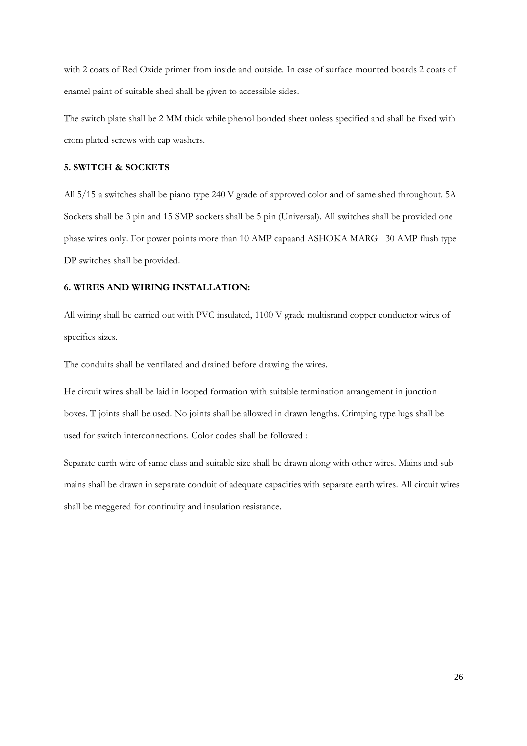with 2 coats of Red Oxide primer from inside and outside. In case of surface mounted boards 2 coats of enamel paint of suitable shed shall be given to accessible sides.

The switch plate shall be 2 MM thick while phenol bonded sheet unless specified and shall be fixed with crom plated screws with cap washers.

### 5. SWITCH & SOCKETS

All 5/15 a switches shall be piano type 240 V grade of approved color and of same shed throughout. 5A Sockets shall be 3 pin and 15 SMP sockets shall be 5 pin (Universal). All switches shall be provided one phase wires only. For power points more than 10 AMP capaand ASHOKA MARG   30 AMP flush type DP switches shall be provided.

### 6. WIRES AND WIRING INSTALLATION:

All wiring shall be carried out with PVC insulated, 1100 V grade multisrand copper conductor wires of specifies sizes.

The conduits shall be ventilated and drained before drawing the wires.

He circuit wires shall be laid in looped formation with suitable termination arrangement in junction boxes. T joints shall be used. No joints shall be allowed in drawn lengths. Crimping type lugs shall be used for switch interconnections. Color codes shall be followed :

Separate earth wire of same class and suitable size shall be drawn along with other wires. Mains and sub mains shall be drawn in separate conduit of adequate capacities with separate earth wires. All circuit wires shall be meggered for continuity and insulation resistance.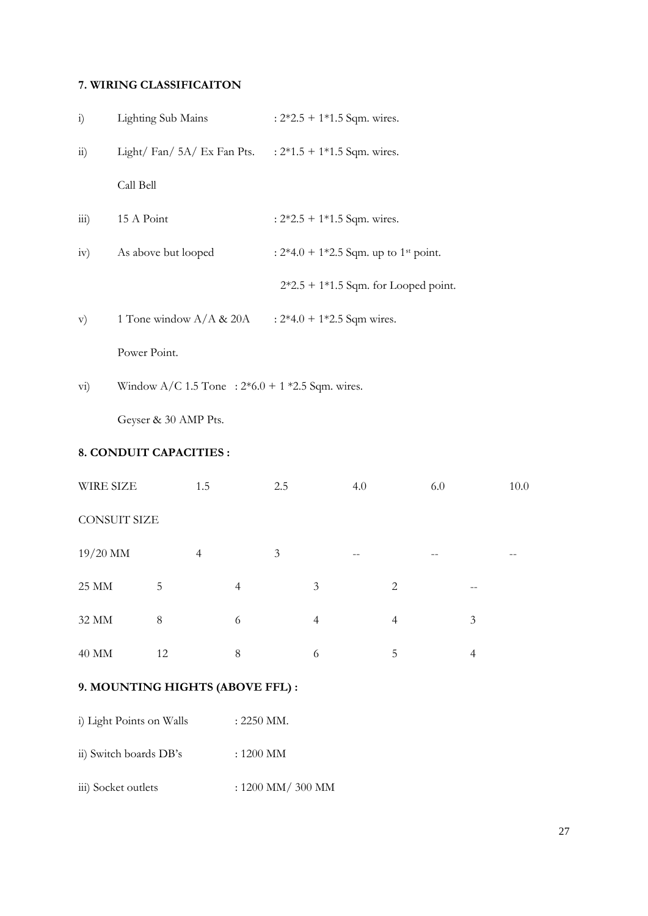**7. WIRING CLASSIFICAITON**

| | | |
|---|---|---|
| i) | Lighting Sub Mains | : 2*2.5 + 1*1.5 Sqm. wires. |
| ii) | Light/ Fan/ 5A/ Ex Fan Pts. Call Bell | : 2*1.5 + 1*1.5 Sqm. wires. |
| iii) | 15 A Point | : 2*2.5 + 1*1.5 Sqm. wires. |
| iv) | As above but looped | : 2*4.0 + 1*2.5 Sqm. up to 1st point. 2*2.5 + 1*1.5 Sqm. for Looped point. |
| v) | 1 Tone window A/A & 20A Power Point. | : 2*4.0 + 1*2.5 Sqm wires. |
| vi) | Window A/C 1.5 Tone Geyser & 30 AMP Pts. | : 2*6.0 + 1 *2.5 Sqm. wires. |

**8. CONDUIT CAPACITIES :**

| WIRE SIZE | 1.5 | 2.5 | 4.0 | 6.0 | 10.0 |
|---|---|---|---|---|---|
| CONSUIT SIZE | | | | | |
| 19/20 MM | 4 | 3 | -- | -- | -- |
| 25 MM | 5 | 4 | 3 | 2 | -- |
| 32 MM | 8 | 6 | 4 | 4 | 3 |
| 40 MM | 12 | 8 | 6 | 5 | 4 |

**9. MOUNTING HIGHTS (ABOVE FFL) :**

| | |
|---|---|
| i) Light Points on Walls | : 2250 MM. |
| ii) Switch boards DB's | : 1200 MM |
| iii) Socket outlets | : 1200 MM/ 300 MM |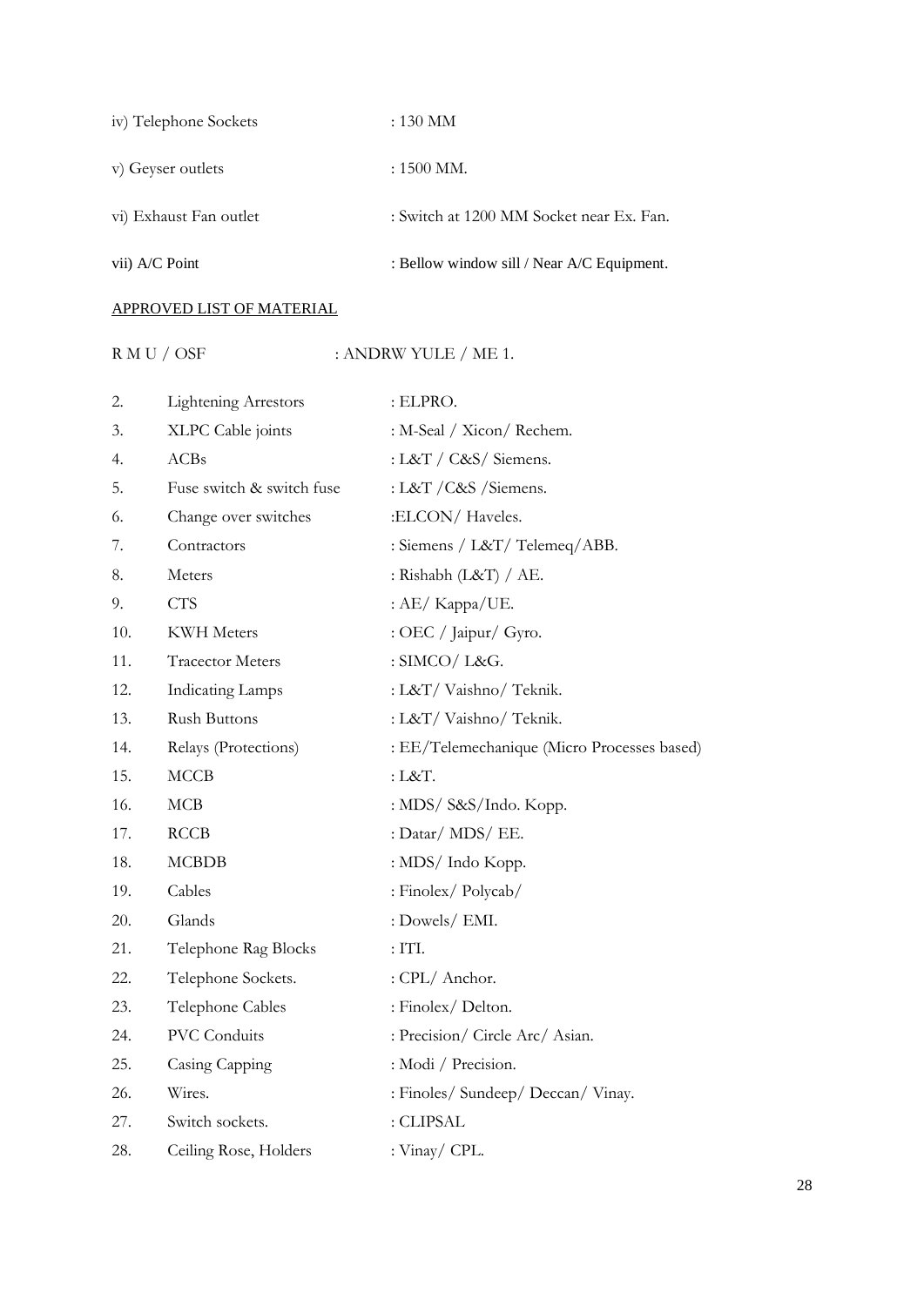iv) Telephone Sockets : 130 MM

v) Geyser outlets : 1500 MM.

vi) Exhaust Fan outlet : Switch at 1200 MM Socket near Ex. Fan.

vii) A/C Point : Bellow window sill / Near A/C Equipment.

<u>APPROVED LIST OF MATERIAL</u>

R M U / OSF : ANDRW YULE / ME 1.

| | | |
|---|---|---|
| 2. | Lightening Arrestors | : ELPRO. |
| 3. | XLPC Cable joints | : M-Seal / Xicon/ Rechem. |
| 4. | ACBs | : L&T / C&S/ Siemens. |
| 5. | Fuse switch & switch fuse | : L&T /C&S /Siemens. |
| 6. | Change over switches | :ELCON/ Haveles. |
| 7. | Contractors | : Siemens / L&T/ Telemeq/ABB. |
| 8. | Meters | : Rishabh (L&T) / AE. |
| 9. | CTS | : AE/ Kappa/UE. |
| 10. | KWH Meters | : OEC / Jaipur/ Gyro. |
| 11. | Tracector Meters | : SIMCO/ L&G. |
| 12. | Indicating Lamps | : L&T/ Vaishno/ Teknik. |
| 13. | Rush Buttons | : L&T/ Vaishno/ Teknik. |
| 14. | Relays (Protections) | : EE/Telemechanique (Micro Processes based) |
| 15. | MCCB | : L&T. |
| 16. | MCB | : MDS/ S&S/Indo. Kopp. |
| 17. | RCCB | : Datar/ MDS/ EE. |
| 18. | MCBDB | : MDS/ Indo Kopp. |
| 19. | Cables | : Finolex/ Polycab/ |
| 20. | Glands | : Dowels/ EMI. |
| 21. | Telephone Rag Blocks | : ITI. |
| 22. | Telephone Sockets. | : CPL/ Anchor. |
| 23. | Telephone Cables | : Finolex/ Delton. |
| 24. | PVC Conduits | : Precision/ Circle Arc/ Asian. |
| 25. | Casing Capping | : Modi / Precision. |
| 26. | Wires. | : Finoles/ Sundeep/ Deccan/ Vinay. |
| 27. | Switch sockets. | : CLIPSAL |
| 28. | Ceiling Rose, Holders | : Vinay/ CPL. |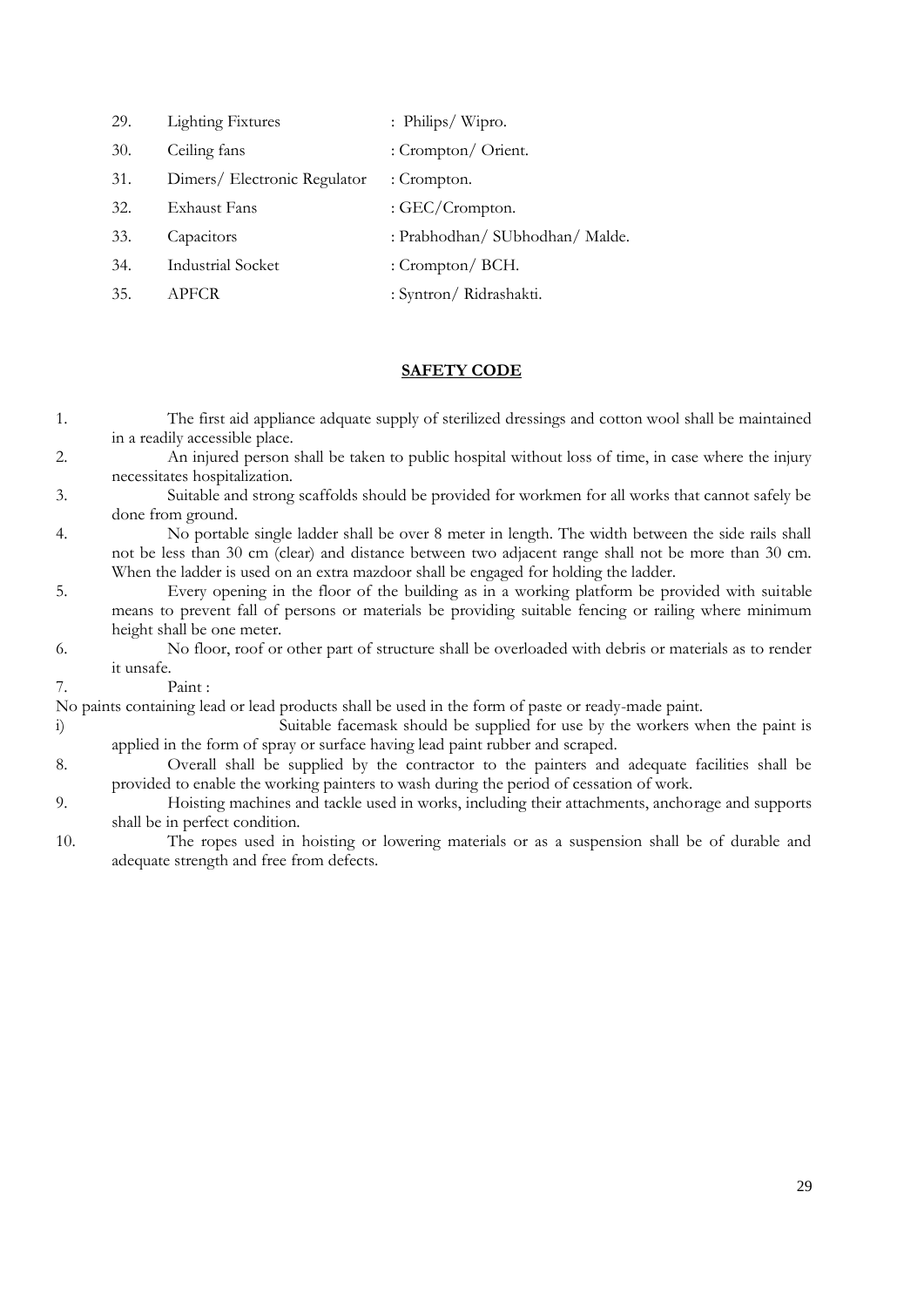| | | |
|---|---|---|
| 29. | Lighting Fixtures | : Philips/ Wipro. |
| 30. | Ceiling fans | : Crompton/ Orient. |
| 31. | Dimers/ Electronic Regulator | : Crompton. |
| 32. | Exhaust Fans | : GEC/Crompton. |
| 33. | Capacitors | : Prabhodhan/ SUbhodhan/ Malde. |
| 34. | Industrial Socket | : Crompton/ BCH. |
| 35. | APFCR | : Syntron/ Ridrashakti. |

## SAFETY CODE

1. The first aid appliance adquate supply of sterilized dressings and cotton wool shall be maintained in a readily accessible place.
2. An injured person shall be taken to public hospital without loss of time, in case where the injury necessitates hospitalization.
3. Suitable and strong scaffolds should be provided for workmen for all works that cannot safely be done from ground.
4. No portable single ladder shall be over 8 meter in length. The width between the side rails shall not be less than 30 cm (clear) and distance between two adjacent range shall not be more than 30 cm. When the ladder is used on an extra mazdoor shall be engaged for holding the ladder.
5. Every opening in the floor of the building as in a working platform be provided with suitable means to prevent fall of persons or materials be providing suitable fencing or railing where minimum height shall be one meter.
6. No floor, roof or other part of structure shall be overloaded with debris or materials as to render it unsafe.
7. Paint :

No paints containing lead or lead products shall be used in the form of paste or ready-made paint.

i) Suitable facemask should be supplied for use by the workers when the paint is applied in the form of spray or surface having lead paint rubber and scraped.

8. Overall shall be supplied by the contractor to the painters and adequate facilities shall be provided to enable the working painters to wash during the period of cessation of work.
9. Hoisting machines and tackle used in works, including their attachments, anchorage and supports shall be in perfect condition.
10. The ropes used in hoisting or lowering materials or as a suspension shall be of durable and adequate strength and free from defects.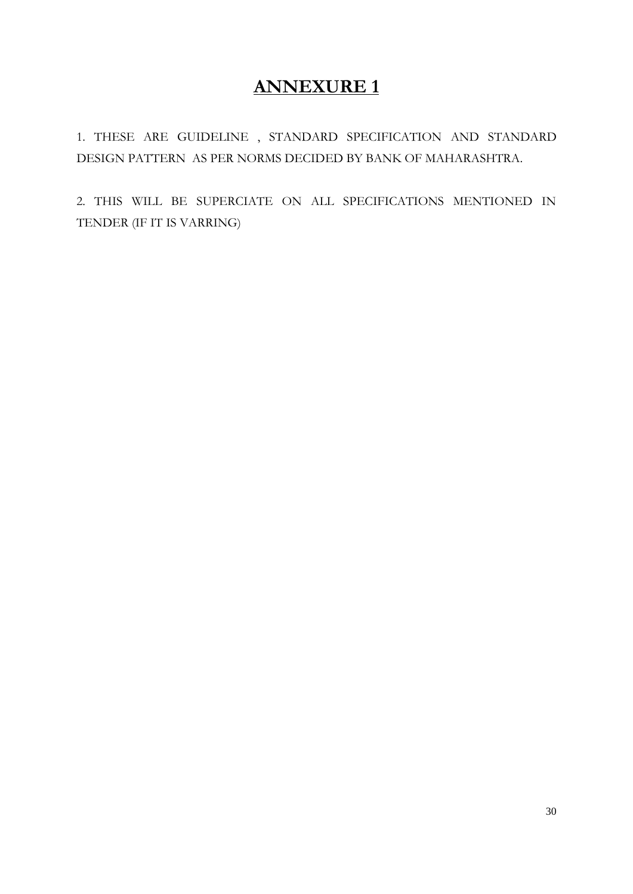# ANNEXURE 1

1. THESE ARE GUIDELINE , STANDARD SPECIFICATION AND STANDARD DESIGN PATTERN AS PER NORMS DECIDED BY BANK OF MAHARASHTRA.

2. THIS WILL BE SUPERCIATE ON ALL SPECIFICATIONS MENTIONED IN TENDER (IF IT IS VARRING)